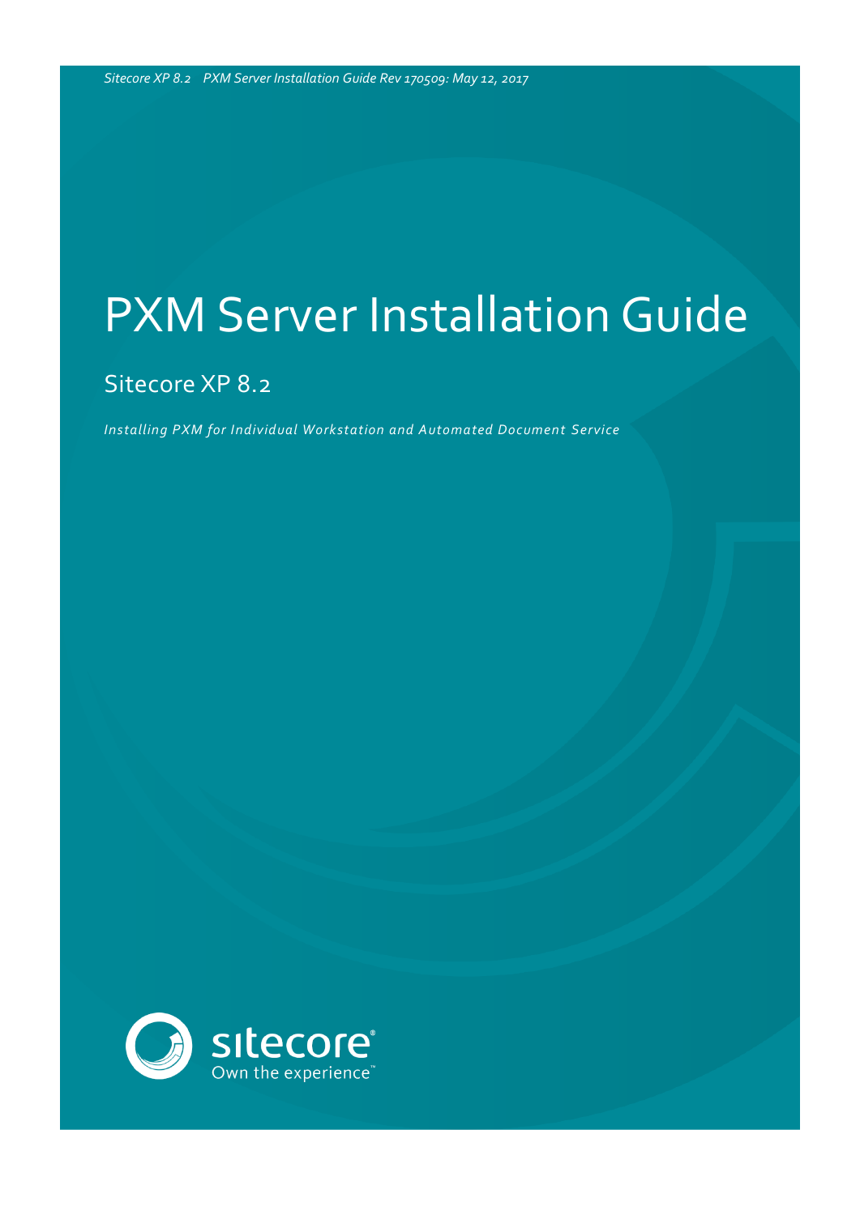*Sitecore XP 8.2 PXM Server Installation Guide Rev 170509: May 12, 2017*

# PXM Server Installation Guide

## Sitecore XP 8.2

*Installing PXM for Individual Workstation and Automated Document Service*

sitecore®
Own the experience™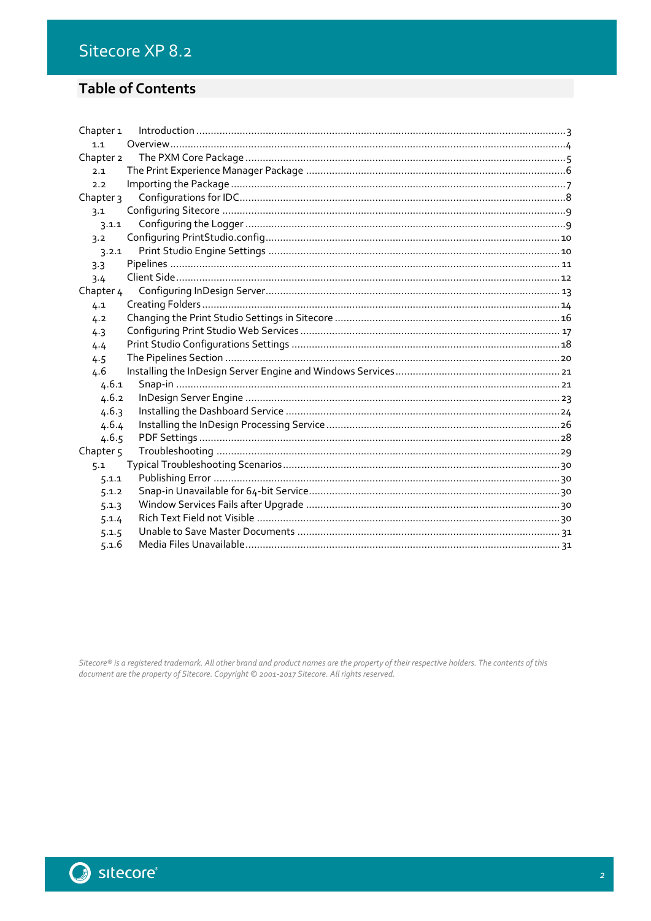## Table of Contents

Chapter 1 Introduction ..... 3
1.1 Overview ..... 4
Chapter 2 The PXM Core Package ..... 5
2.1 The Print Experience Manager Package ..... 6
2.2 Importing the Package ..... 7
Chapter 3 Configurations for IDC ..... 8
3.1 Configuring Sitecore ..... 9
3.1.1 Configuring the Logger ..... 9
3.2 Configuring PrintStudio.config ..... 10
3.2.1 Print Studio Engine Settings ..... 10
3.3 Pipelines ..... 11
3.4 Client Side ..... 12
Chapter 4 Configuring InDesign Server ..... 13
4.1 Creating Folders ..... 14
4.2 Changing the Print Studio Settings in Sitecore ..... 16
4.3 Configuring Print Studio Web Services ..... 17
4.4 Print Studio Configurations Settings ..... 18
4.5 The Pipelines Section ..... 20
4.6 Installing the InDesign Server Engine and Windows Services ..... 21
4.6.1 Snap-in ..... 21
4.6.2 InDesign Server Engine ..... 23
4.6.3 Installing the Dashboard Service ..... 24
4.6.4 Installing the InDesign Processing Service ..... 26
4.6.5 PDF Settings ..... 28
Chapter 5 Troubleshooting ..... 29
5.1 Typical Troubleshooting Scenarios ..... 30
5.1.1 Publishing Error ..... 30
5.1.2 Snap-in Unavailable for 64-bit Service ..... 30
5.1.3 Window Services Fails after Upgrade ..... 30
5.1.4 Rich Text Field not Visible ..... 30
5.1.5 Unable to Save Master Documents ..... 31
5.1.6 Media Files Unavailable ..... 31

*Sitecore® is a registered trademark. All other brand and product names are the property of their respective holders. The contents of this document are the property of Sitecore. Copyright © 2001-2017 Sitecore. All rights reserved.*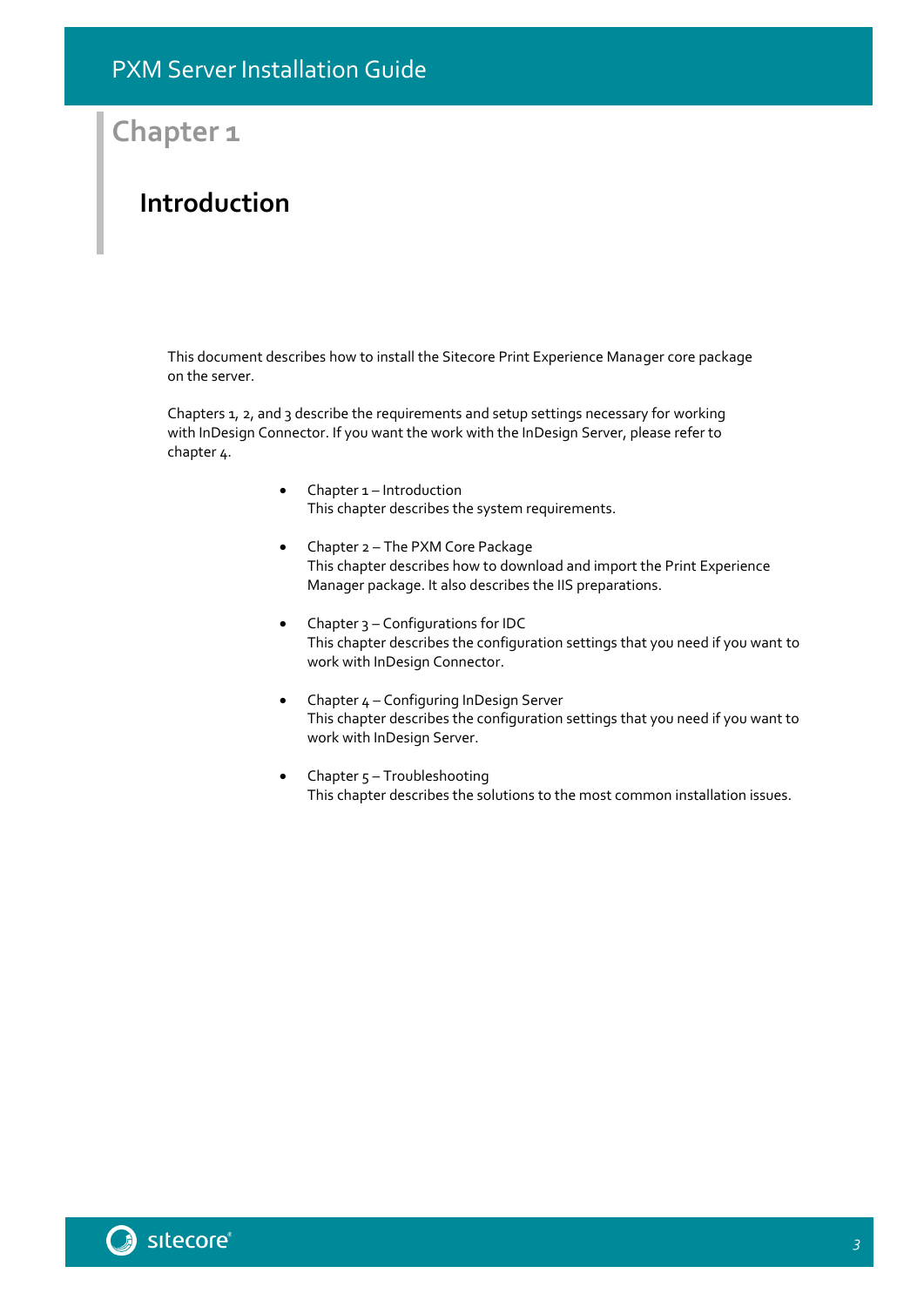# Chapter 1

## Introduction

This document describes how to install the Sitecore Print Experience Manager core package on the server.

Chapters 1, 2, and 3 describe the requirements and setup settings necessary for working with InDesign Connector. If you want the work with the InDesign Server, please refer to chapter 4.

- Chapter 1 – Introduction
  This chapter describes the system requirements.

- Chapter 2 – The PXM Core Package
  This chapter describes how to download and import the Print Experience Manager package. It also describes the IIS preparations.

- Chapter 3 – Configurations for IDC
  This chapter describes the configuration settings that you need if you want to work with InDesign Connector.

- Chapter 4 – Configuring InDesign Server
  This chapter describes the configuration settings that you need if you want to work with InDesign Server.

- Chapter 5 – Troubleshooting
  This chapter describes the solutions to the most common installation issues.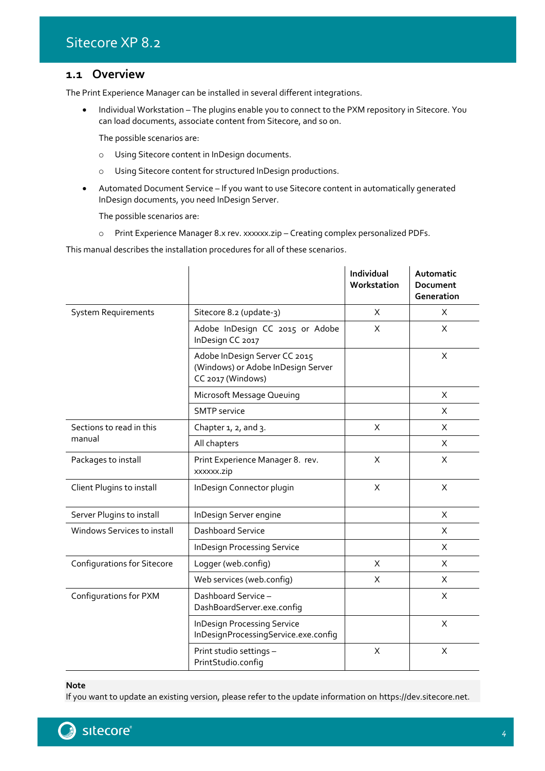## 1.1 Overview

The Print Experience Manager can be installed in several different integrations.

- Individual Workstation – The plugins enable you to connect to the PXM repository in Sitecore. You can load documents, associate content from Sitecore, and so on.

  The possible scenarios are:

  - Using Sitecore content in InDesign documents.
  - Using Sitecore content for structured InDesign productions.

- Automated Document Service – If you want to use Sitecore content in automatically generated InDesign documents, you need InDesign Server.

  The possible scenarios are:

  - Print Experience Manager 8.x rev. xxxxxx.zip – Creating complex personalized PDFs.

This manual describes the installation procedures for all of these scenarios.

| | | Individual Workstation | Automatic Document Generation |
|---|---|---|---|
| System Requirements | Sitecore 8.2 (update-3) | X | X |
| | Adobe InDesign CC 2015 or Adobe InDesign CC 2017 | X | X |
| | Adobe InDesign Server CC 2015 (Windows) or Adobe InDesign Server CC 2017 (Windows) | | X |
| | Microsoft Message Queuing | | X |
| | SMTP service | | X |
| Sections to read in this manual | Chapter 1, 2, and 3. | X | X |
| | All chapters | | X |
| Packages to install | Print Experience Manager 8. rev. xxxxxx.zip | X | X |
| Client Plugins to install | InDesign Connector plugin | X | X |
| Server Plugins to install | InDesign Server engine | | X |
| Windows Services to install | Dashboard Service | | X |
| | InDesign Processing Service | | X |
| Configurations for Sitecore | Logger (web.config) | X | X |
| | Web services (web.config) | X | X |
| Configurations for PXM | Dashboard Service – DashBoardServer.exe.config | | X |
| | InDesign Processing Service InDesignProcessingService.exe.config | | X |
| | Print studio settings – PrintStudio.config | X | X |

**Note**
If you want to update an existing version, please refer to the update information on https://dev.sitecore.net.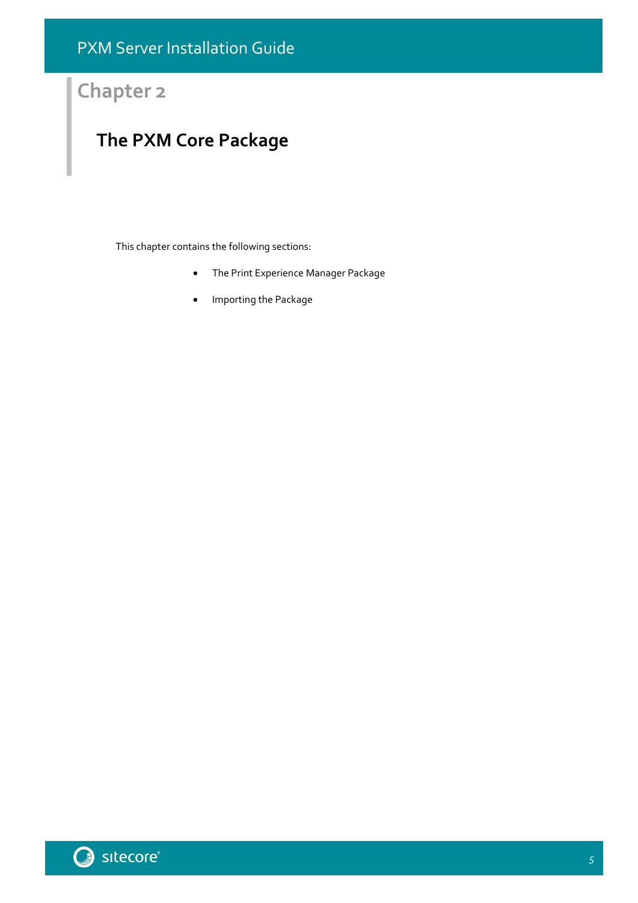# Chapter 2

## The PXM Core Package

This chapter contains the following sections:

- The Print Experience Manager Package
- Importing the Package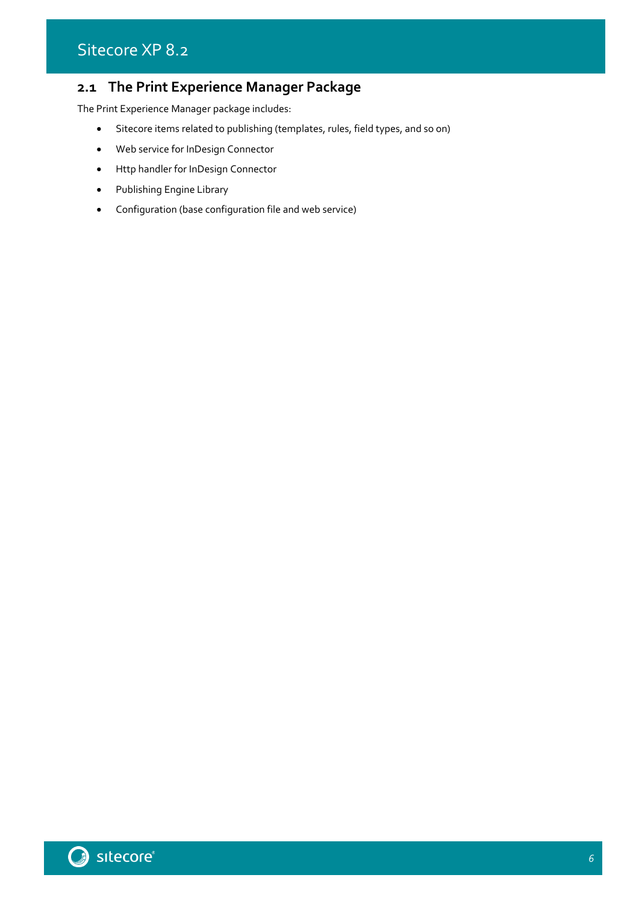## 2.1 The Print Experience Manager Package

The Print Experience Manager package includes:

- Sitecore items related to publishing (templates, rules, field types, and so on)
- Web service for InDesign Connector
- Http handler for InDesign Connector
- Publishing Engine Library
- Configuration (base configuration file and web service)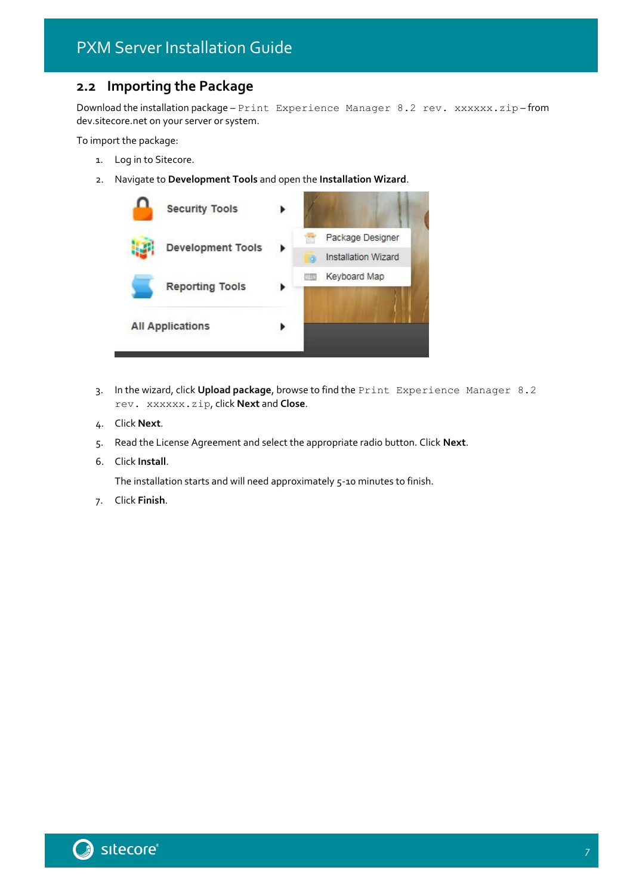## 2.2 Importing the Package

Download the installation package – `Print Experience Manager 8.2 rev. xxxxxx.zip` – from dev.sitecore.net on your server or system.

To import the package:

1. Log in to Sitecore.
2. Navigate to **Development Tools** and open the **Installation Wizard**.
3. In the wizard, click **Upload package**, browse to find the `Print Experience Manager 8.2 rev. xxxxxx.zip`, click **Next** and **Close**.
4. Click **Next**.
5. Read the License Agreement and select the appropriate radio button. Click **Next**.
6. Click **Install**.

   The installation starts and will need approximately 5-10 minutes to finish.
7. Click **Finish**.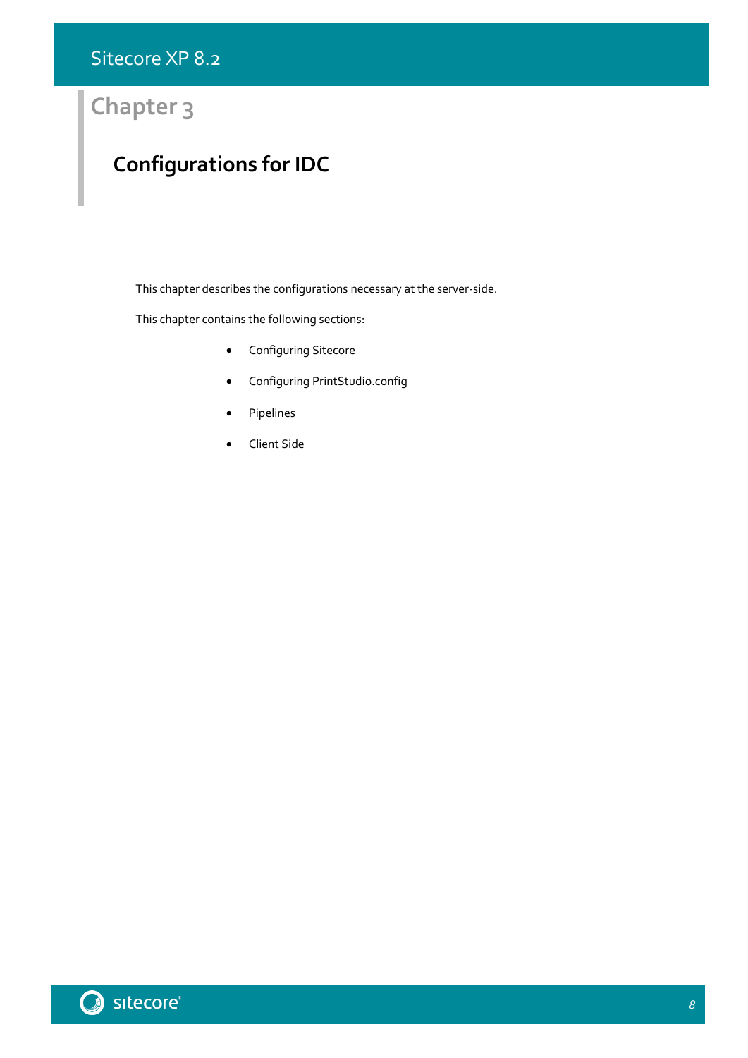# Chapter 3

## Configurations for IDC

This chapter describes the configurations necessary at the server-side.

This chapter contains the following sections:

- Configuring Sitecore
- Configuring PrintStudio.config
- Pipelines
- Client Side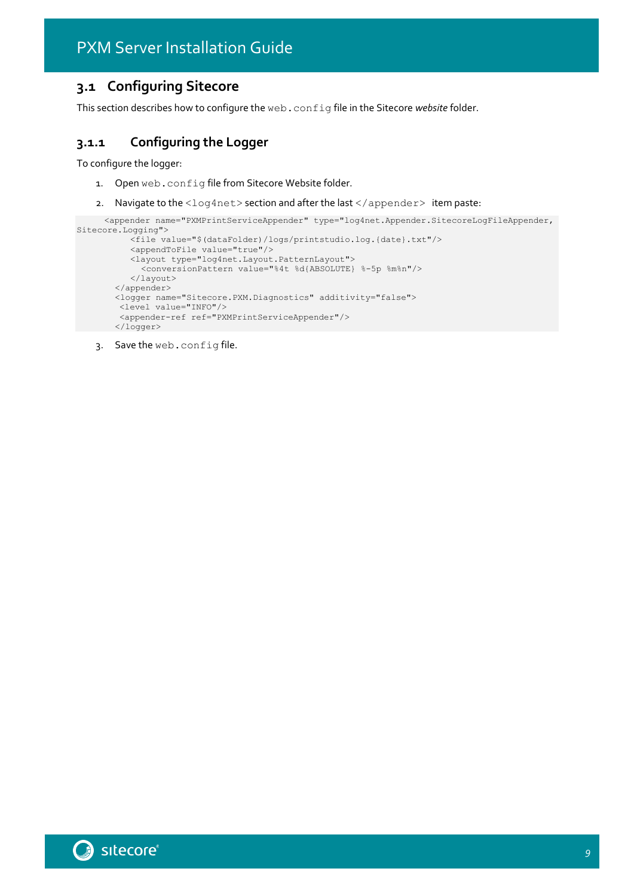## 3.1 Configuring Sitecore

This section describes how to configure the `web.config` file in the Sitecore *website* folder.

### 3.1.1 Configuring the Logger

To configure the logger:

1. Open `web.config` file from Sitecore Website folder.
2. Navigate to the `<log4net>` section and after the last `</appender>` item paste:

```
      <appender name="PXMPrintServiceAppender" type="log4net.Appender.SitecoreLogFileAppender,
Sitecore.Logging">
           <file value="$(dataFolder)/logs/printstudio.log.{date}.txt"/>
           <appendToFile value="true"/>
           <layout type="log4net.Layout.PatternLayout">
             <conversionPattern value="%4t %d{ABSOLUTE} %-5p %m%n"/>
           </layout>
        </appender>
        <logger name="Sitecore.PXM.Diagnostics" additivity="false">
         <level value="INFO"/>
         <appender-ref ref="PXMPrintServiceAppender"/>
        </logger>
```

3. Save the `web.config` file.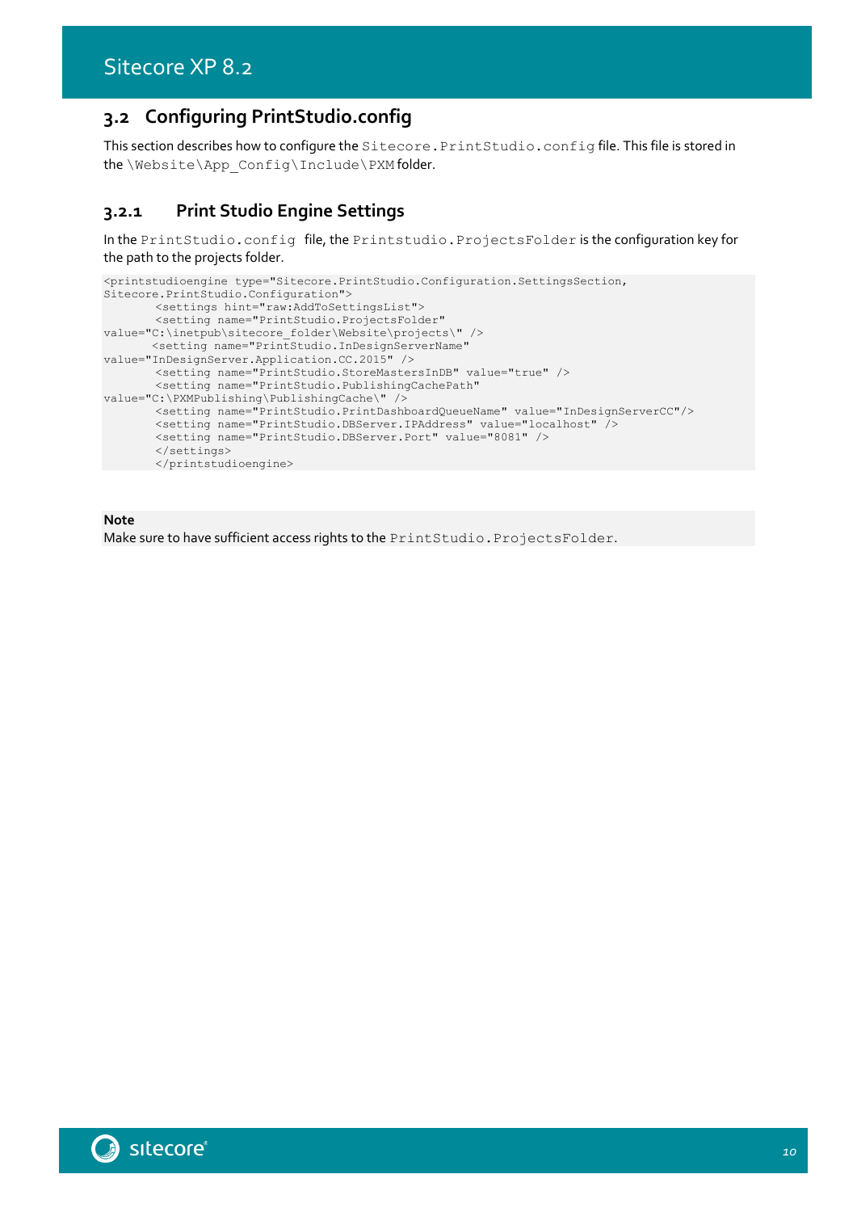## 3.2 Configuring PrintStudio.config

This section describes how to configure the `Sitecore.PrintStudio.config` file. This file is stored in the `\Website\App_Config\Include\PXM` folder.

### 3.2.1 Print Studio Engine Settings

In the `PrintStudio.config` file, the `Printstudio.ProjectsFolder` is the configuration key for the path to the projects folder.

```
<printstudioengine type="Sitecore.PrintStudio.Configuration.SettingsSection, 
Sitecore.PrintStudio.Configuration">
        <settings hint="raw:AddToSettingsList">
        <setting name="PrintStudio.ProjectsFolder" 
value="C:\inetpub\sitecore_folder\Website\projects\" />
       <setting name="PrintStudio.InDesignServerName" 
value="InDesignServer.Application.CC.2015" />
        <setting name="PrintStudio.StoreMastersInDB" value="true" />
        <setting name="PrintStudio.PublishingCachePath" 
value="C:\PXMPublishing\PublishingCache\" />
        <setting name="PrintStudio.PrintDashboardQueueName" value="InDesignServerCC"/>
        <setting name="PrintStudio.DBServer.IPAddress" value="localhost" />
        <setting name="PrintStudio.DBServer.Port" value="8081" />
        </settings>
        </printstudioengine>
```

**Note**

Make sure to have sufficient access rights to the `PrintStudio.ProjectsFolder`.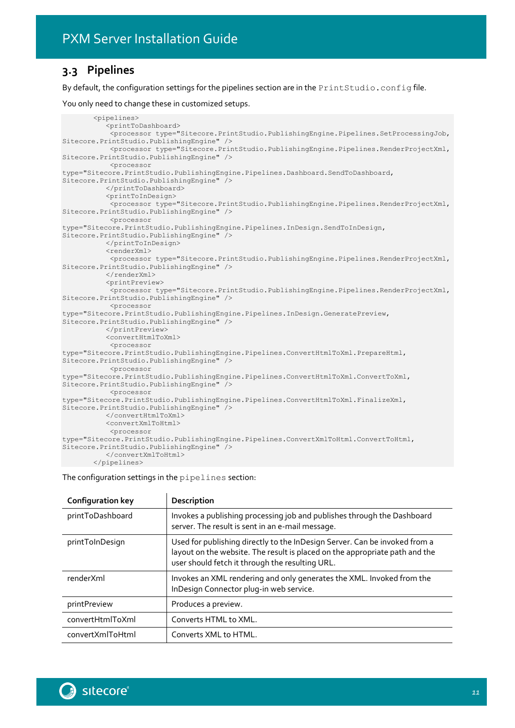## 3.3 Pipelines

By default, the configuration settings for the pipelines section are in the `PrintStudio.config` file.

You only need to change these in customized setups.

```
<pipelines>
   <printToDashboard>
    <processor type="Sitecore.PrintStudio.PublishingEngine.Pipelines.SetProcessingJob,
Sitecore.PrintStudio.PublishingEngine" />
    <processor type="Sitecore.PrintStudio.PublishingEngine.Pipelines.RenderProjectXml,
Sitecore.PrintStudio.PublishingEngine" />
    <processor
type="Sitecore.PrintStudio.PublishingEngine.Pipelines.Dashboard.SendToDashboard,
Sitecore.PrintStudio.PublishingEngine" />
   </printToDashboard>
   <printToInDesign>
    <processor type="Sitecore.PrintStudio.PublishingEngine.Pipelines.RenderProjectXml,
Sitecore.PrintStudio.PublishingEngine" />
    <processor
type="Sitecore.PrintStudio.PublishingEngine.Pipelines.InDesign.SendToInDesign,
Sitecore.PrintStudio.PublishingEngine" />
   </printToInDesign>
   <renderXml>
    <processor type="Sitecore.PrintStudio.PublishingEngine.Pipelines.RenderProjectXml,
Sitecore.PrintStudio.PublishingEngine" />
   </renderXml>
   <printPreview>
    <processor type="Sitecore.PrintStudio.PublishingEngine.Pipelines.RenderProjectXml,
Sitecore.PrintStudio.PublishingEngine" />
    <processor
type="Sitecore.PrintStudio.PublishingEngine.Pipelines.InDesign.GeneratePreview,
Sitecore.PrintStudio.PublishingEngine" />
   </printPreview>
   <convertHtmlToXml>
    <processor
type="Sitecore.PrintStudio.PublishingEngine.Pipelines.ConvertHtmlToXml.PrepareHtml,
Sitecore.PrintStudio.PublishingEngine" />
    <processor
type="Sitecore.PrintStudio.PublishingEngine.Pipelines.ConvertHtmlToXml.ConvertToXml,
Sitecore.PrintStudio.PublishingEngine" />
    <processor
type="Sitecore.PrintStudio.PublishingEngine.Pipelines.ConvertHtmlToXml.FinalizeXml,
Sitecore.PrintStudio.PublishingEngine" />
   </convertHtmlToXml>
   <convertXmlToHtml>
    <processor
type="Sitecore.PrintStudio.PublishingEngine.Pipelines.ConvertXmlToHtml.ConvertToHtml,
Sitecore.PrintStudio.PublishingEngine" />
   </convertXmlToHtml>
</pipelines>
```

The configuration settings in the `pipelines` section:

| Configuration key | Description |
|---|---|
| printToDashboard | Invokes a publishing processing job and publishes through the Dashboard server. The result is sent in an e-mail message. |
| printToInDesign | Used for publishing directly to the InDesign Server. Can be invoked from a layout on the website. The result is placed on the appropriate path and the user should fetch it through the resulting URL. |
| renderXml | Invokes an XML rendering and only generates the XML. Invoked from the InDesign Connector plug-in web service. |
| printPreview | Produces a preview. |
| convertHtmlToXml | Converts HTML to XML. |
| convertXmlToHtml | Converts XML to HTML. |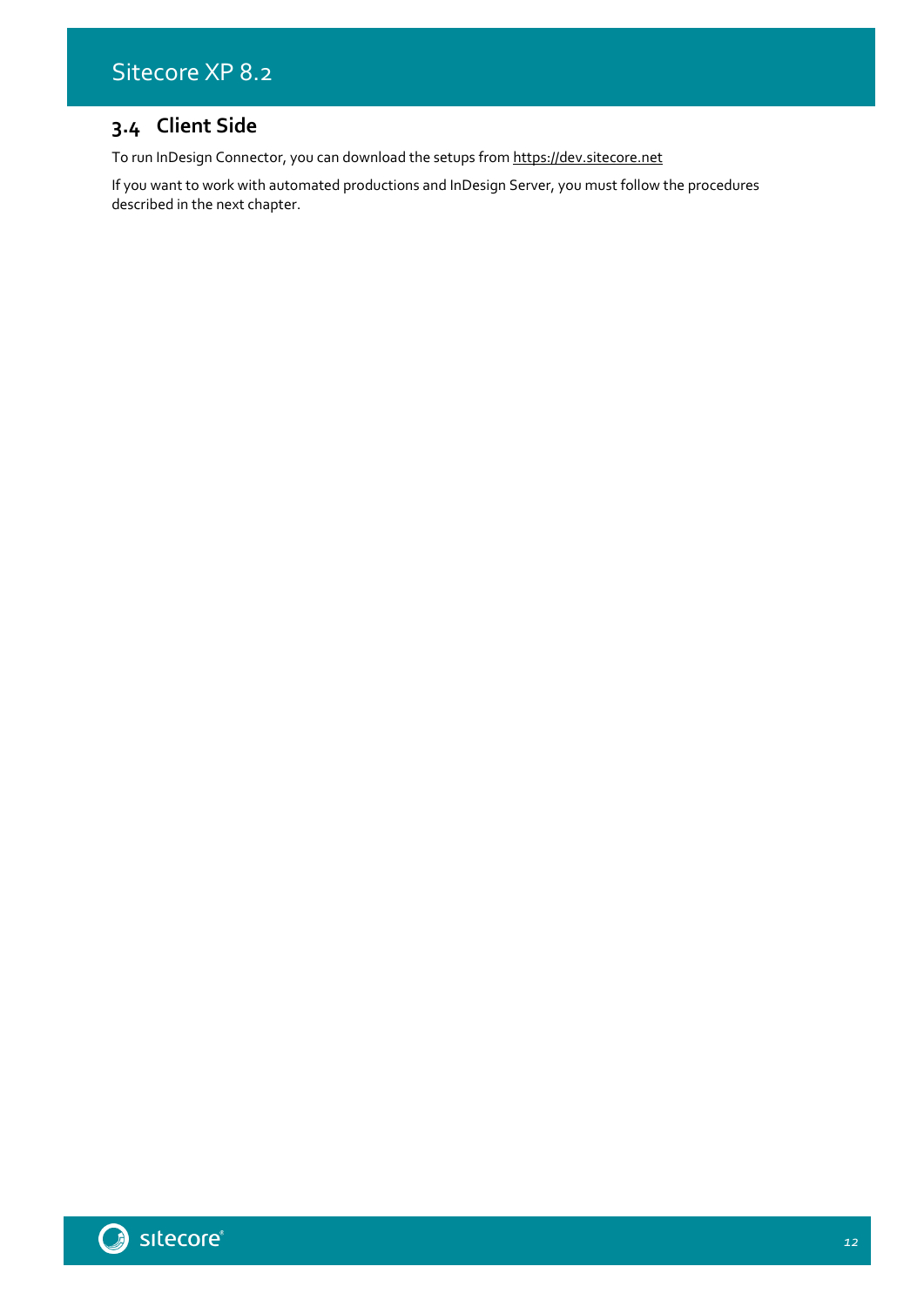## 3.4 Client Side

To run InDesign Connector, you can download the setups from https://dev.sitecore.net

If you want to work with automated productions and InDesign Server, you must follow the procedures described in the next chapter.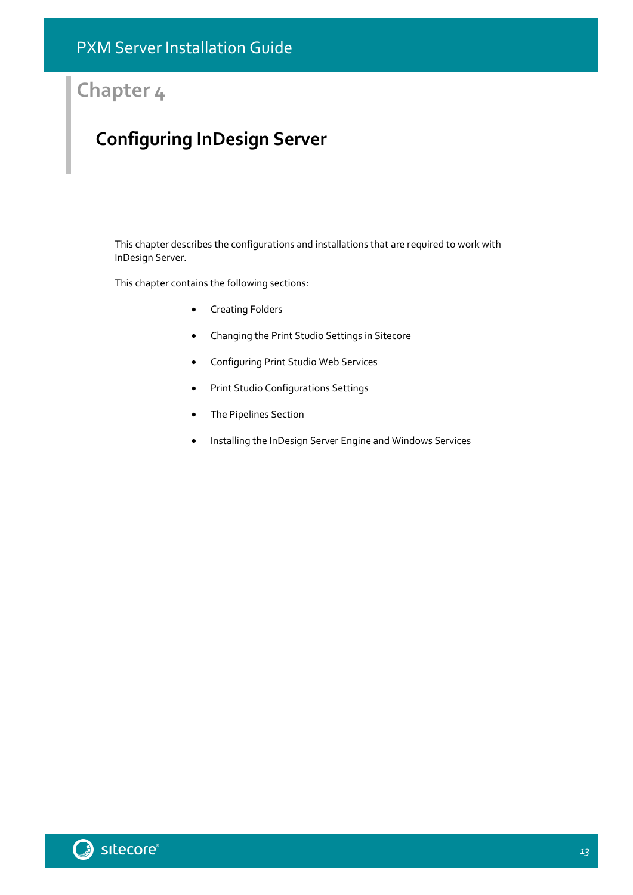# Chapter 4

## Configuring InDesign Server

This chapter describes the configurations and installations that are required to work with InDesign Server.

This chapter contains the following sections:

- Creating Folders
- Changing the Print Studio Settings in Sitecore
- Configuring Print Studio Web Services
- Print Studio Configurations Settings
- The Pipelines Section
- Installing the InDesign Server Engine and Windows Services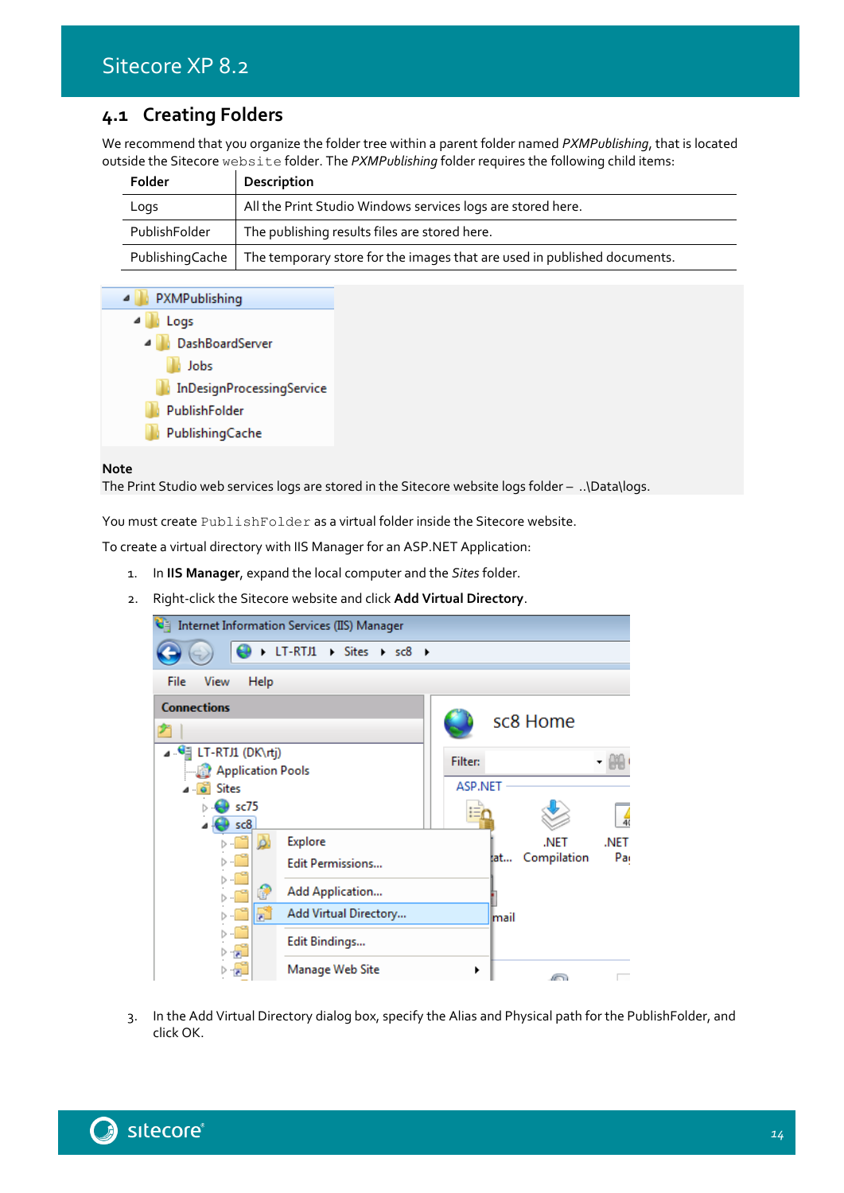## 4.1 Creating Folders

We recommend that you organize the folder tree within a parent folder named *PXMPublishing*, that is located outside the Sitecore `website` folder. The *PXMPublishing* folder requires the following child items:

| Folder | Description |
| --- | --- |
| Logs | All the Print Studio Windows services logs are stored here. |
| PublishFolder | The publishing results files are stored here. |
| PublishingCache | The temporary store for the images that are used in published documents. |

**Note**

The Print Studio web services logs are stored in the Sitecore website logs folder – ..\Data\logs.

You must create `PublishFolder` as a virtual folder inside the Sitecore website.

To create a virtual directory with IIS Manager for an ASP.NET Application:

1. In **IIS Manager**, expand the local computer and the *Sites* folder.
2. Right-click the Sitecore website and click **Add Virtual Directory**.
3. In the Add Virtual Directory dialog box, specify the Alias and Physical path for the PublishFolder, and click OK.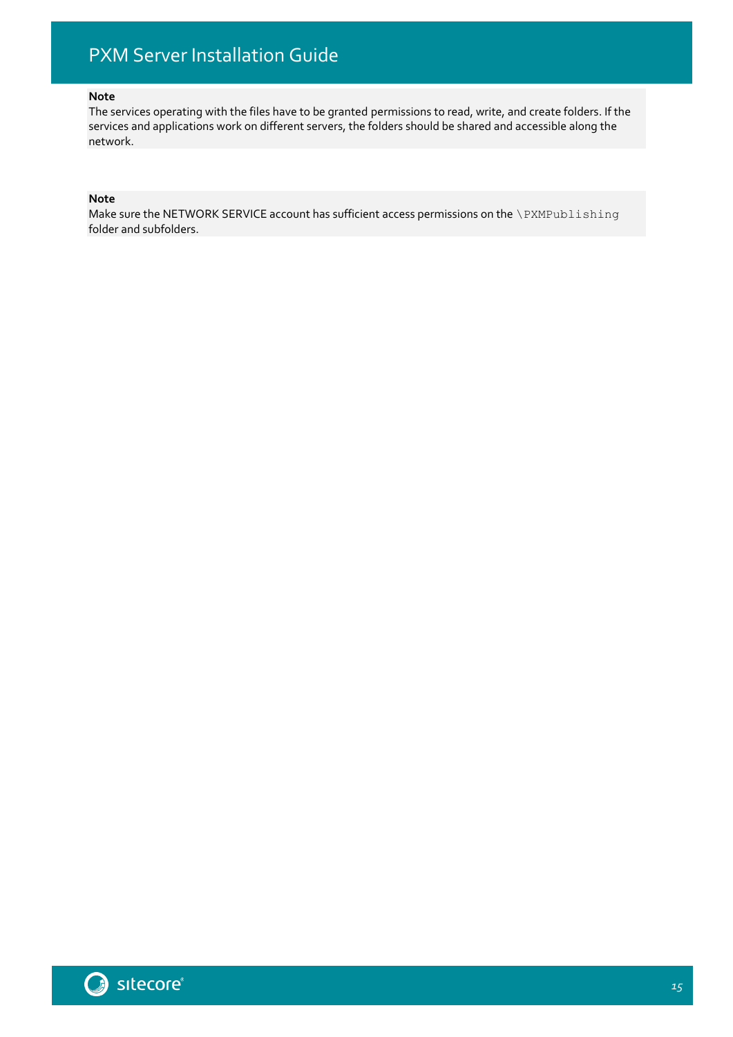**Note**
The services operating with the files have to be granted permissions to read, write, and create folders. If the services and applications work on different servers, the folders should be shared and accessible along the network.

**Note**
Make sure the NETWORK SERVICE account has sufficient access permissions on the `\PXMPublishing` folder and subfolders.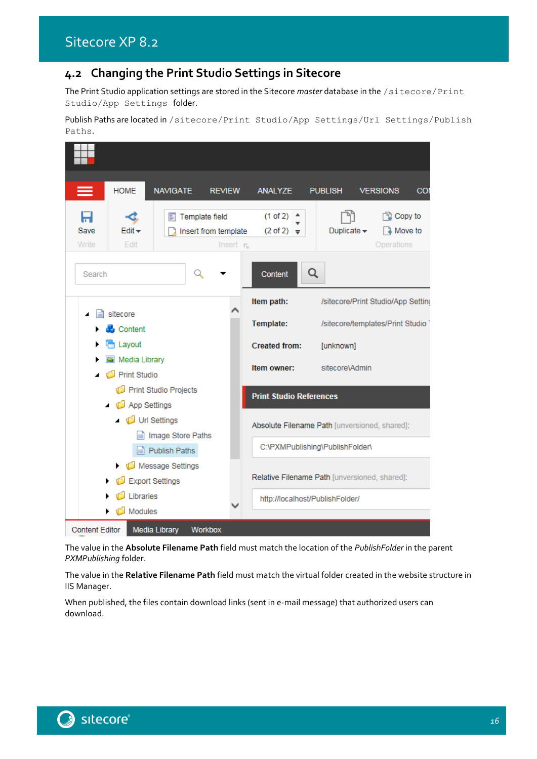## 4.2 Changing the Print Studio Settings in Sitecore

The Print Studio application settings are stored in the Sitecore *master* database in the `/sitecore/Print Studio/App Settings` folder.

Publish Paths are located in `/sitecore/Print Studio/App Settings/Url Settings/Publish Paths`.

The value in the **Absolute Filename Path** field must match the location of the *PublishFolder* in the parent *PXMPublishing* folder.

The value in the **Relative Filename Path** field must match the virtual folder created in the website structure in IIS Manager.

When published, the files contain download links (sent in e-mail message) that authorized users can download.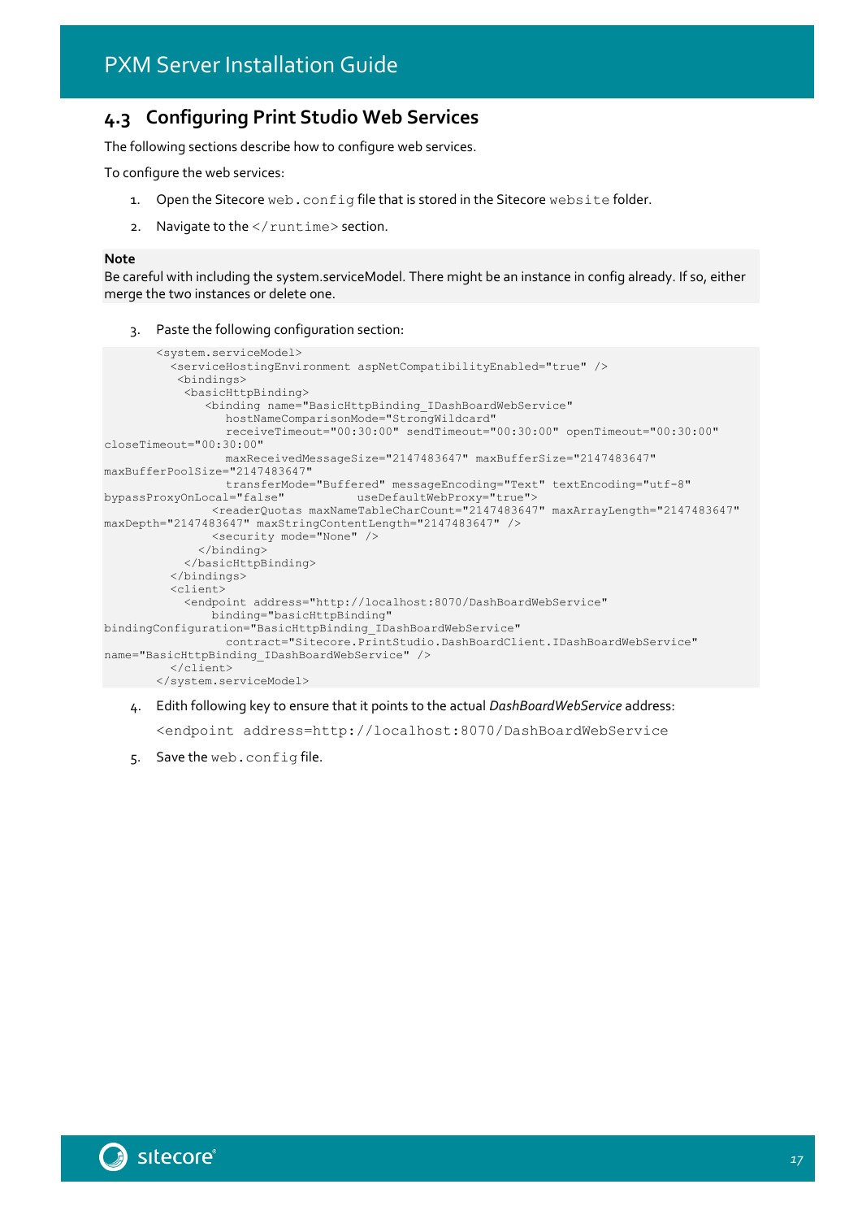## 4.3 Configuring Print Studio Web Services

The following sections describe how to configure web services.

To configure the web services:

1. Open the Sitecore `web.config` file that is stored in the Sitecore `website` folder.
2. Navigate to the `</runtime>` section.

**Note**
Be careful with including the system.serviceModel. There might be an instance in config already. If so, either merge the two instances or delete one.

3. Paste the following configuration section:

```
<system.serviceModel>
  <serviceHostingEnvironment aspNetCompatibilityEnabled="true" />
   <bindings>
    <basicHttpBinding>
       <binding name="BasicHttpBinding_IDashBoardWebService"
          hostNameComparisonMode="StrongWildcard"
          receiveTimeout="00:30:00" sendTimeout="00:30:00" openTimeout="00:30:00"
closeTimeout="00:30:00"
          maxReceivedMessageSize="2147483647" maxBufferSize="2147483647"
maxBufferPoolSize="2147483647"
          transferMode="Buffered" messageEncoding="Text" textEncoding="utf-8"
bypassProxyOnLocal="false"           useDefaultWebProxy="true">
        <readerQuotas maxNameTableCharCount="2147483647" maxArrayLength="2147483647"
maxDepth="2147483647" maxStringContentLength="2147483647" />
        <security mode="None" />
      </binding>
    </basicHttpBinding>
  </bindings>
  <client>
    <endpoint address="http://localhost:8070/DashBoardWebService"
        binding="basicHttpBinding"
bindingConfiguration="BasicHttpBinding_IDashBoardWebService"
          contract="Sitecore.PrintStudio.DashBoardClient.IDashBoardWebService"
name="BasicHttpBinding_IDashBoardWebService" />
  </client>
</system.serviceModel>
```

4. Edith following key to ensure that it points to the actual *DashBoardWebService* address:

   `<endpoint address=http://localhost:8070/DashBoardWebService`

5. Save the `web.config` file.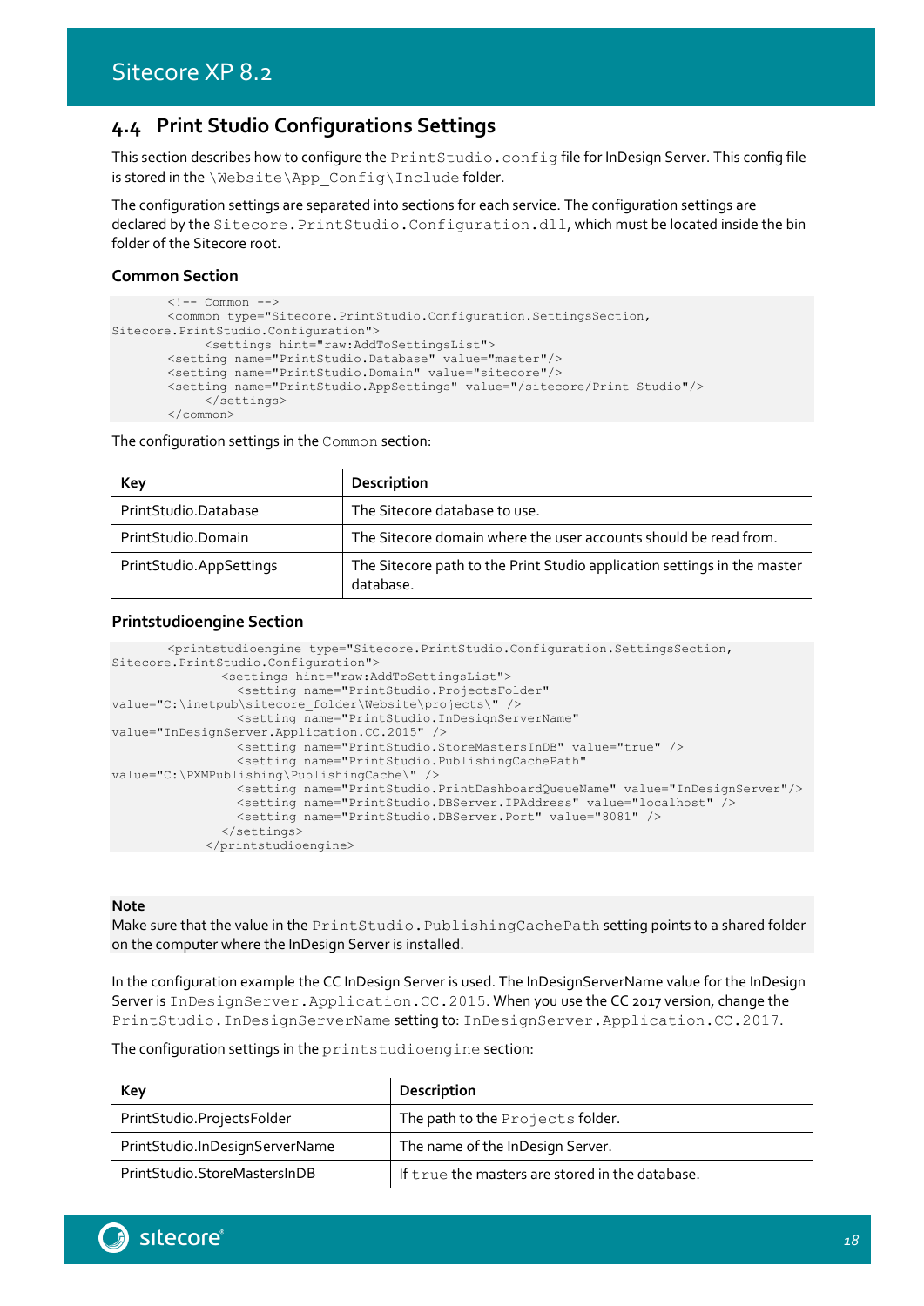## 4.4 Print Studio Configurations Settings

This section describes how to configure the `PrintStudio.config` file for InDesign Server. This config file is stored in the `\Website\App_Config\Include` folder.

The configuration settings are separated into sections for each service. The configuration settings are declared by the `Sitecore.PrintStudio.Configuration.dll`, which must be located inside the bin folder of the Sitecore root.

### Common Section

```
        <!-- Common -->
        <common type="Sitecore.PrintStudio.Configuration.SettingsSection,
Sitecore.PrintStudio.Configuration">
             <settings hint="raw:AddToSettingsList">
        <setting name="PrintStudio.Database" value="master"/>
        <setting name="PrintStudio.Domain" value="sitecore"/>
        <setting name="PrintStudio.AppSettings" value="/sitecore/Print Studio"/>
             </settings>
        </common>
```

The configuration settings in the `Common` section:

| Key | Description |
|---|---|
| PrintStudio.Database | The Sitecore database to use. |
| PrintStudio.Domain | The Sitecore domain where the user accounts should be read from. |
| PrintStudio.AppSettings | The Sitecore path to the Print Studio application settings in the master database. |

### Printstudioengine Section

```
        <printstudioengine type="Sitecore.PrintStudio.Configuration.SettingsSection,
Sitecore.PrintStudio.Configuration">
               <settings hint="raw:AddToSettingsList">
                 <setting name="PrintStudio.ProjectsFolder"
value="C:\inetpub\sitecore_folder\Website\projects\" />
                 <setting name="PrintStudio.InDesignServerName"
value="InDesignServer.Application.CC.2015" />
                 <setting name="PrintStudio.StoreMastersInDB" value="true" />
                 <setting name="PrintStudio.PublishingCachePath"
value="C:\PXMPublishing\PublishingCache\" />
                 <setting name="PrintStudio.PrintDashboardQueueName" value="InDesignServer"/>
                 <setting name="PrintStudio.DBServer.IPAddress" value="localhost" />
                 <setting name="PrintStudio.DBServer.Port" value="8081" />
               </settings>
             </printstudioengine>
```

**Note**
Make sure that the value in the `PrintStudio.PublishingCachePath` setting points to a shared folder on the computer where the InDesign Server is installed.

In the configuration example the CC InDesign Server is used. The InDesignServerName value for the InDesign Server is `InDesignServer.Application.CC.2015`. When you use the CC 2017 version, change the `PrintStudio.InDesignServerName` setting to: `InDesignServer.Application.CC.2017`.

The configuration settings in the `printstudioengine` section:

| Key | Description |
|---|---|
| PrintStudio.ProjectsFolder | The path to the `Projects` folder. |
| PrintStudio.InDesignServerName | The name of the InDesign Server. |
| PrintStudio.StoreMastersInDB | If `true` the masters are stored in the database. |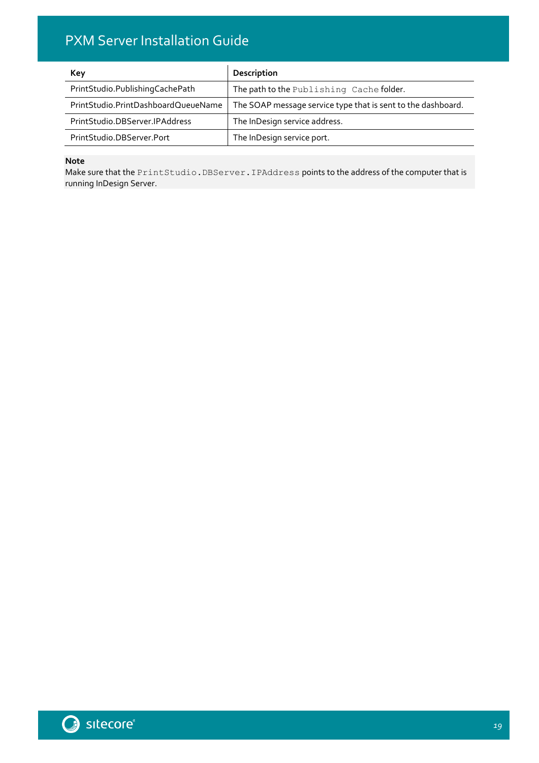| Key | Description |
|---|---|
| PrintStudio.PublishingCachePath | The path to the `Publishing Cache` folder. |
| PrintStudio.PrintDashboardQueueName | The SOAP message service type that is sent to the dashboard. |
| PrintStudio.DBServer.IPAddress | The InDesign service address. |
| PrintStudio.DBServer.Port | The InDesign service port. |

**Note**
Make sure that the `PrintStudio.DBServer.IPAddress` points to the address of the computer that is running InDesign Server.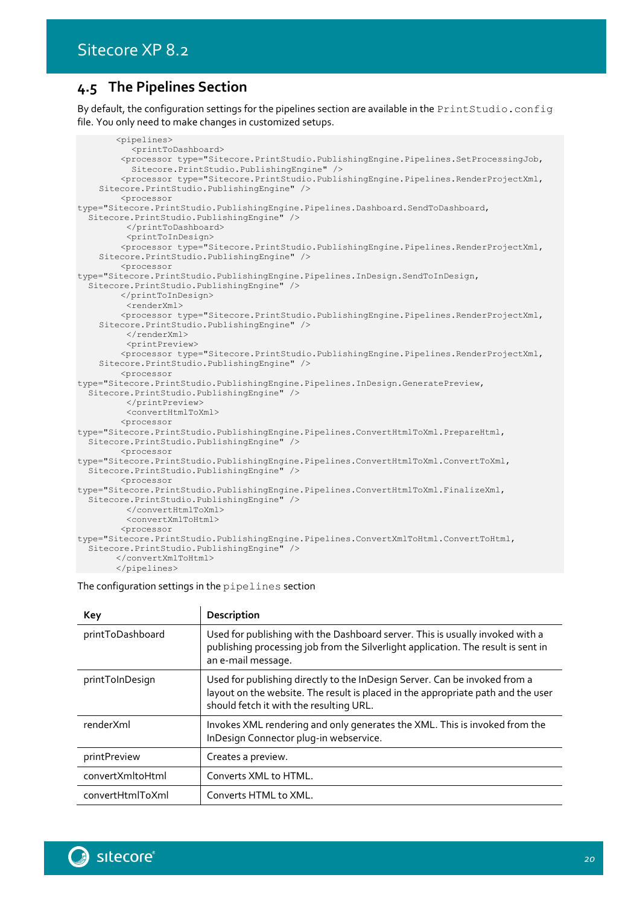## 4.5 The Pipelines Section

By default, the configuration settings for the pipelines section are available in the `PrintStudio.config` file. You only need to make changes in customized setups.

```
       <pipelines>
          <printToDashboard>
        <processor type="Sitecore.PrintStudio.PublishingEngine.Pipelines.SetProcessingJob,
          Sitecore.PrintStudio.PublishingEngine" />
        <processor type="Sitecore.PrintStudio.PublishingEngine.Pipelines.RenderProjectXml,
    Sitecore.PrintStudio.PublishingEngine" />
        <processor
type="Sitecore.PrintStudio.PublishingEngine.Pipelines.Dashboard.SendToDashboard,
  Sitecore.PrintStudio.PublishingEngine" />
         </printToDashboard>
         <printToInDesign>
        <processor type="Sitecore.PrintStudio.PublishingEngine.Pipelines.RenderProjectXml,
    Sitecore.PrintStudio.PublishingEngine" />
        <processor
type="Sitecore.PrintStudio.PublishingEngine.Pipelines.InDesign.SendToInDesign,
  Sitecore.PrintStudio.PublishingEngine" />
        </printToInDesign>
         <renderXml>
        <processor type="Sitecore.PrintStudio.PublishingEngine.Pipelines.RenderProjectXml,
    Sitecore.PrintStudio.PublishingEngine" />
         </renderXml>
         <printPreview>
        <processor type="Sitecore.PrintStudio.PublishingEngine.Pipelines.RenderProjectXml,
    Sitecore.PrintStudio.PublishingEngine" />
        <processor
type="Sitecore.PrintStudio.PublishingEngine.Pipelines.InDesign.GeneratePreview,
  Sitecore.PrintStudio.PublishingEngine" />
         </printPreview>
         <convertHtmlToXml>
        <processor
type="Sitecore.PrintStudio.PublishingEngine.Pipelines.ConvertHtmlToXml.PrepareHtml,
  Sitecore.PrintStudio.PublishingEngine" />
        <processor
type="Sitecore.PrintStudio.PublishingEngine.Pipelines.ConvertHtmlToXml.ConvertToXml,
  Sitecore.PrintStudio.PublishingEngine" />
        <processor
type="Sitecore.PrintStudio.PublishingEngine.Pipelines.ConvertHtmlToXml.FinalizeXml,
  Sitecore.PrintStudio.PublishingEngine" />
         </convertHtmlToXml>
         <convertXmlToHtml>
        <processor
type="Sitecore.PrintStudio.PublishingEngine.Pipelines.ConvertXmlToHtml.ConvertToHtml,
  Sitecore.PrintStudio.PublishingEngine" />
       </convertXmlToHtml>
       </pipelines>
```

The configuration settings in the `pipelines` section

| Key | Description |
|---|---|
| printToDashboard | Used for publishing with the Dashboard server. This is usually invoked with a publishing processing job from the Silverlight application. The result is sent in an e-mail message. |
| printToInDesign | Used for publishing directly to the InDesign Server. Can be invoked from a layout on the website. The result is placed in the appropriate path and the user should fetch it with the resulting URL. |
| renderXml | Invokes XML rendering and only generates the XML. This is invoked from the InDesign Connector plug-in webservice. |
| printPreview | Creates a preview. |
| convertXmltoHtml | Converts XML to HTML. |
| convertHtmlToXml | Converts HTML to XML. |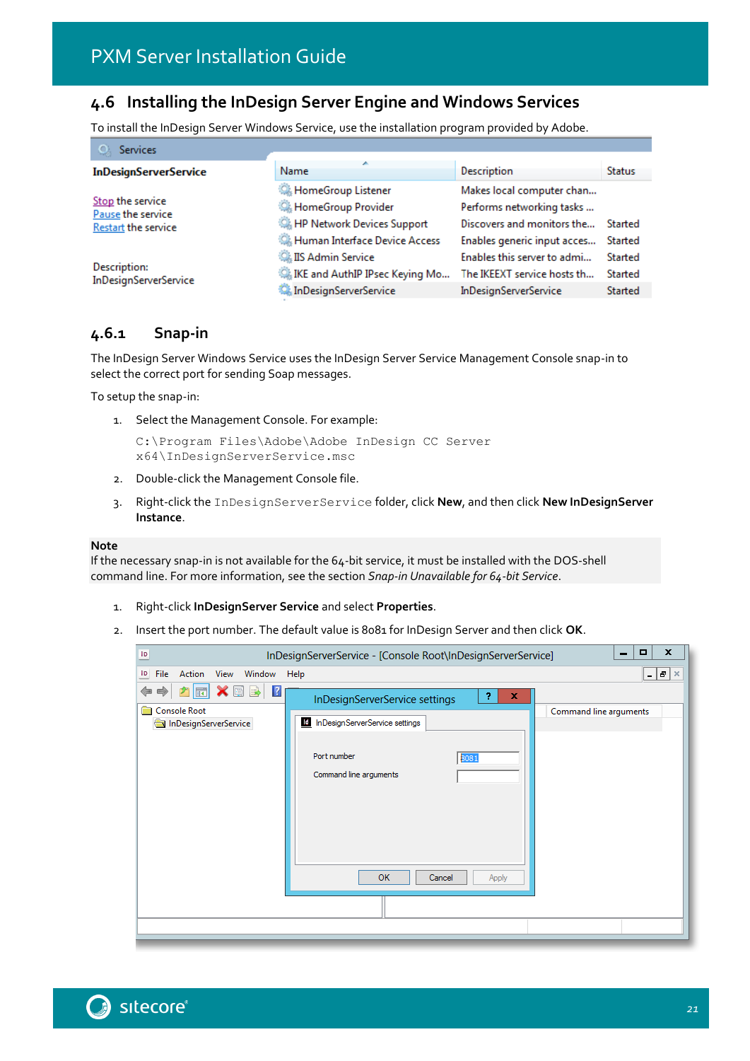## 4.6 Installing the InDesign Server Engine and Windows Services

To install the InDesign Server Windows Service, use the installation program provided by Adobe.

### 4.6.1 Snap-in

The InDesign Server Windows Service uses the InDesign Server Service Management Console snap-in to select the correct port for sending Soap messages.

To setup the snap-in:

1. Select the Management Console. For example:

   ```
   C:\Program Files\Adobe\Adobe InDesign CC Server
   x64\InDesignServerService.msc
   ```

2. Double-click the Management Console file.

3. Right-click the `InDesignServerService` folder, click **New**, and then click **New InDesignServer Instance**.

**Note**
If the necessary snap-in is not available for the 64-bit service, it must be installed with the DOS-shell command line. For more information, see the section *Snap-in Unavailable for 64-bit Service*.

1. Right-click **InDesignServer Service** and select **Properties**.

2. Insert the port number. The default value is 8081 for InDesign Server and then click **OK**.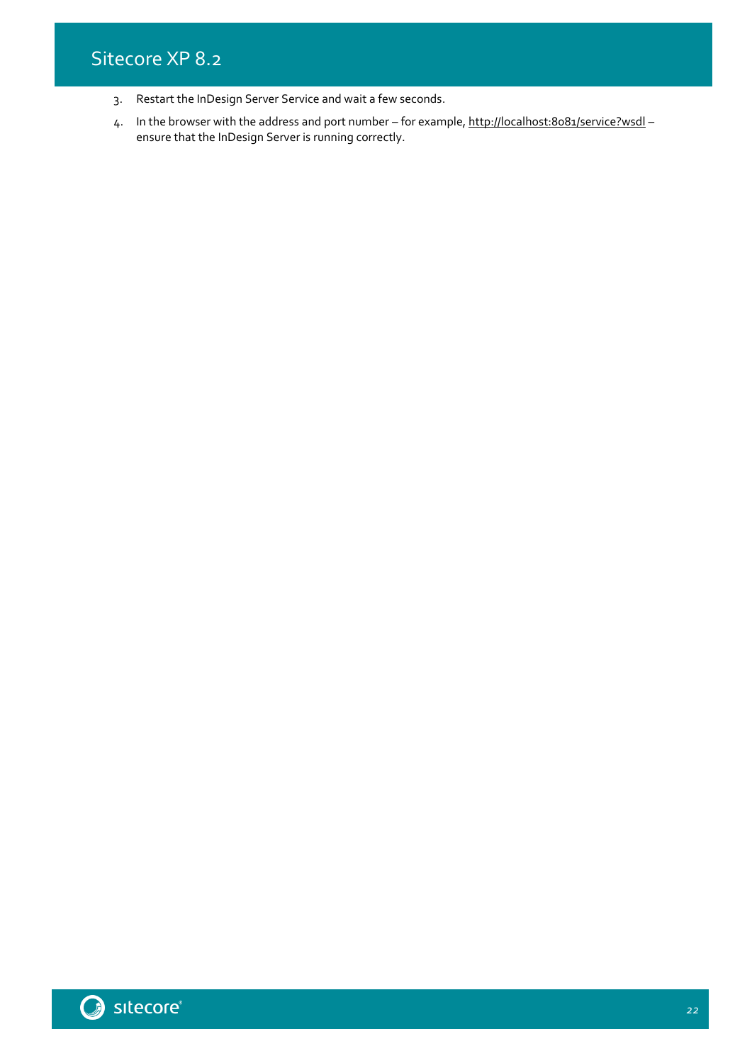3. Restart the InDesign Server Service and wait a few seconds.
4. In the browser with the address and port number – for example, http://localhost:8081/service?wsdl – ensure that the InDesign Server is running correctly.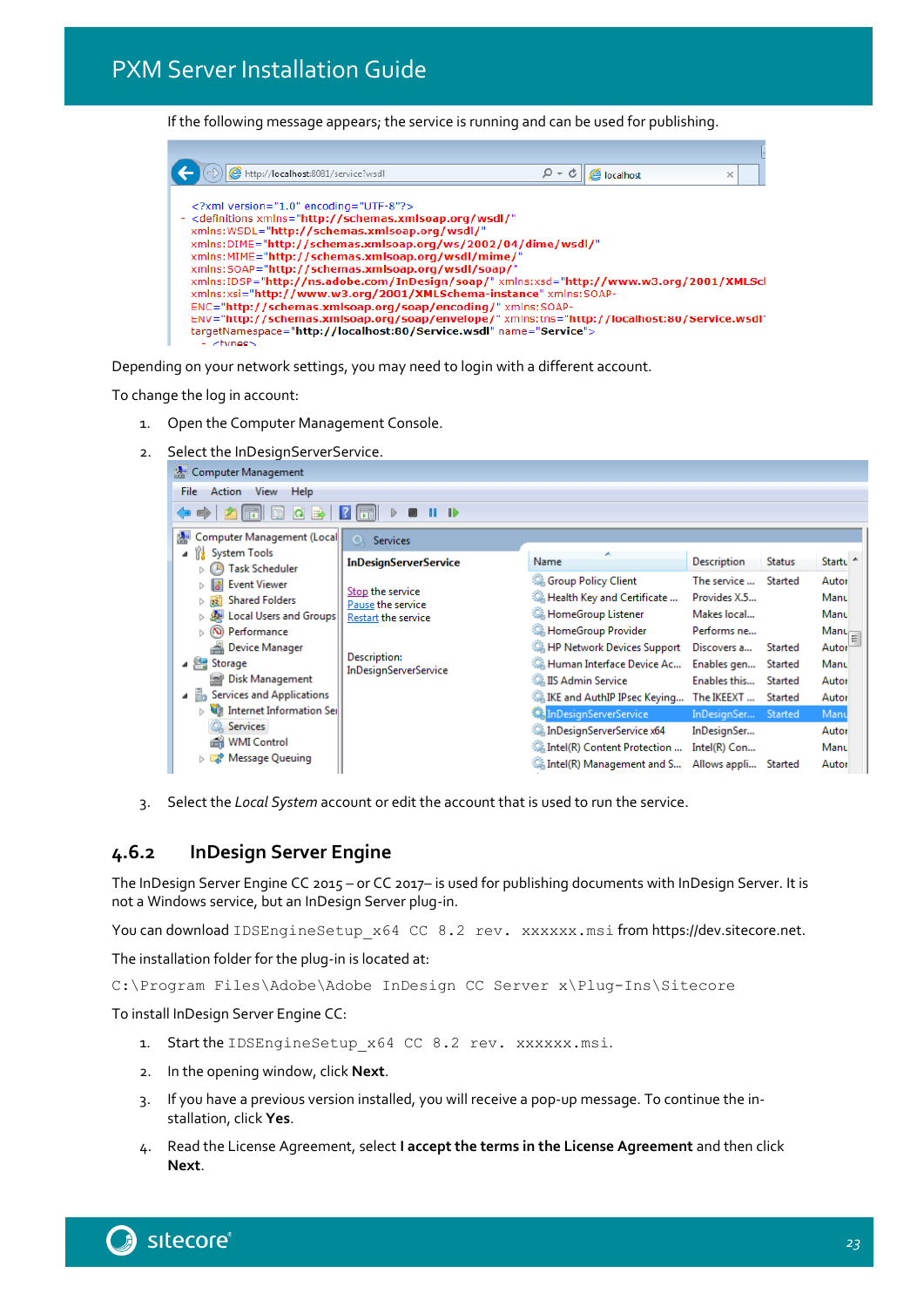If the following message appears; the service is running and can be used for publishing.

Depending on your network settings, you may need to login with a different account.

To change the log in account:

1. Open the Computer Management Console.
2. Select the InDesignServerService.
3. Select the *Local System* account or edit the account that is used to run the service.

## 4.6.2 InDesign Server Engine

The InDesign Server Engine CC 2015 – or CC 2017– is used for publishing documents with InDesign Server. It is not a Windows service, but an InDesign Server plug-in.

You can download `IDSEngineSetup_x64 CC 8.2 rev. xxxxxx.msi` from https://dev.sitecore.net.

The installation folder for the plug-in is located at:

`C:\Program Files\Adobe\Adobe InDesign CC Server x\Plug-Ins\Sitecore`

To install InDesign Server Engine CC:

1. Start the `IDSEngineSetup_x64 CC 8.2 rev. xxxxxx.msi`.
2. In the opening window, click **Next**.
3. If you have a previous version installed, you will receive a pop-up message. To continue the installation, click **Yes**.
4. Read the License Agreement, select **I accept the terms in the License Agreement** and then click **Next**.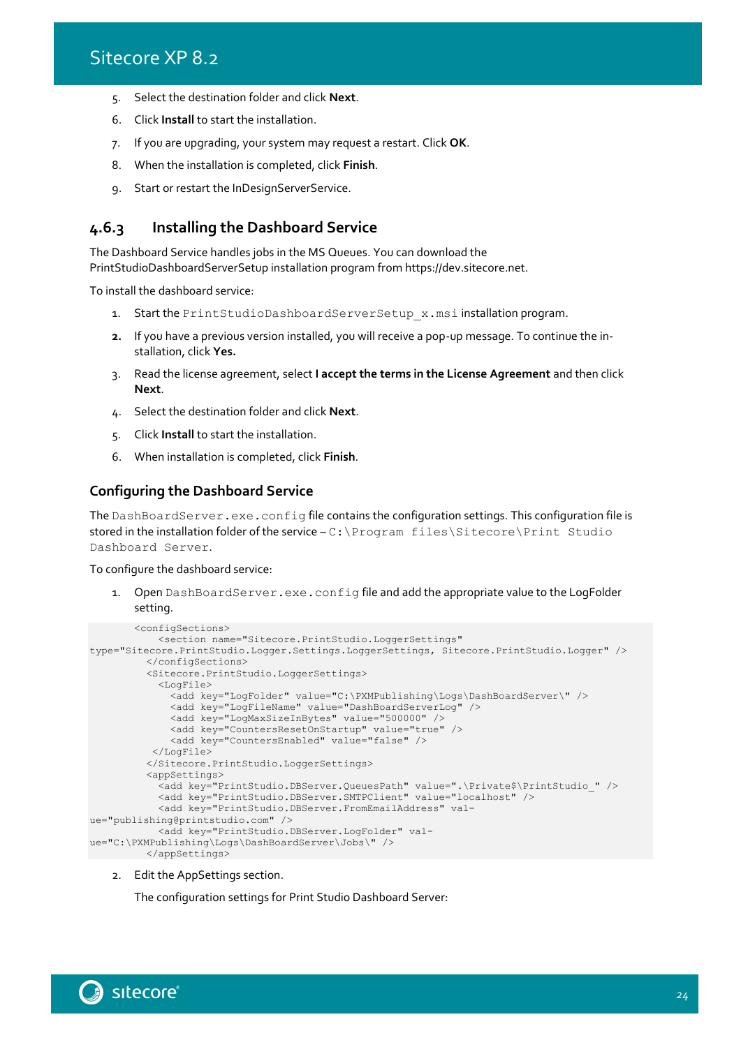5. Select the destination folder and click **Next**.
6. Click **Install** to start the installation.
7. If you are upgrading, your system may request a restart. Click **OK**.
8. When the installation is completed, click **Finish**.
9. Start or restart the InDesignServerService.

### 4.6.3 Installing the Dashboard Service

The Dashboard Service handles jobs in the MS Queues. You can download the PrintStudioDashboardServerSetup installation program from https://dev.sitecore.net.

To install the dashboard service:

1. Start the `PrintStudioDashboardServerSetup_x.msi` installation program.
2. If you have a previous version installed, you will receive a pop-up message. To continue the installation, click **Yes.**
3. Read the license agreement, select **I accept the terms in the License Agreement** and then click **Next**.
4. Select the destination folder and click **Next**.
5. Click **Install** to start the installation.
6. When installation is completed, click **Finish**.

#### Configuring the Dashboard Service

The `DashBoardServer.exe.config` file contains the configuration settings. This configuration file is stored in the installation folder of the service – `C:\Program files\Sitecore\Print Studio Dashboard Server`.

To configure the dashboard service:

1. Open `DashBoardServer.exe.config` file and add the appropriate value to the LogFolder setting.

```
        <configSections>
            <section name="Sitecore.PrintStudio.LoggerSettings" 
type="Sitecore.PrintStudio.Logger.Settings.LoggerSettings, Sitecore.PrintStudio.Logger" />
          </configSections>
          <Sitecore.PrintStudio.LoggerSettings>
            <LogFile>
              <add key="LogFolder" value="C:\PXMPublishing\Logs\DashBoardServer\" />
              <add key="LogFileName" value="DashBoardServerLog" />
              <add key="LogMaxSizeInBytes" value="500000" />
              <add key="CountersResetOnStartup" value="true" />
              <add key="CountersEnabled" value="false" />
           </LogFile>
          </Sitecore.PrintStudio.LoggerSettings>
          <appSettings>
            <add key="PrintStudio.DBServer.QueuesPath" value=".\Private$\PrintStudio_" />
            <add key="PrintStudio.DBServer.SMTPClient" value="localhost" />
            <add key="PrintStudio.DBServer.FromEmailAddress" val-
ue="publishing@printstudio.com" />
            <add key="PrintStudio.DBServer.LogFolder" val-
ue="C:\PXMPublishing\Logs\DashBoardServer\Jobs\" />
          </appSettings>
```

2. Edit the AppSettings section.

   The configuration settings for Print Studio Dashboard Server: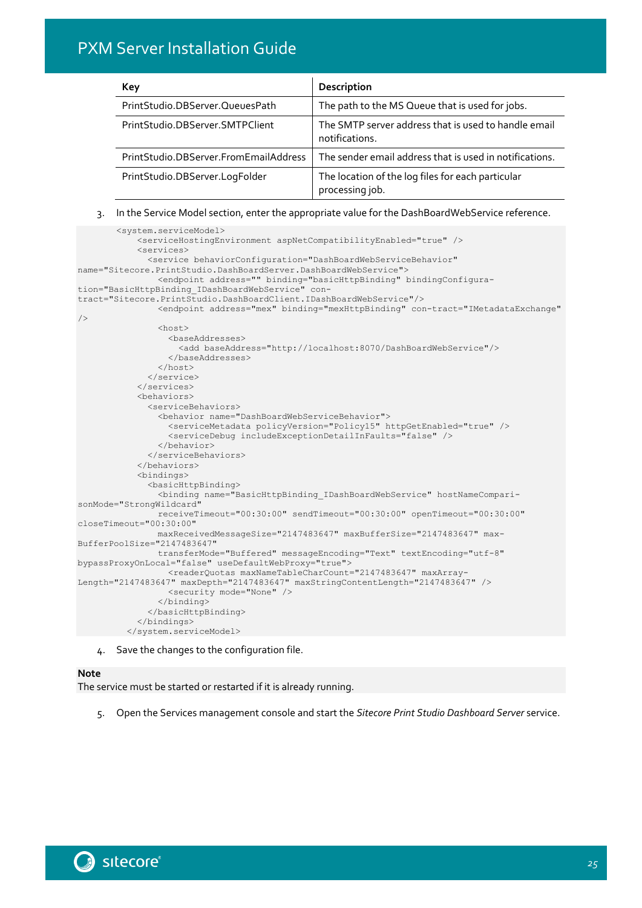| Key | Description |
| --- | --- |
| PrintStudio.DBServer.QueuesPath | The path to the MS Queue that is used for jobs. |
| PrintStudio.DBServer.SMTPClient | The SMTP server address that is used to handle email notifications. |
| PrintStudio.DBServer.FromEmailAddress | The sender email address that is used in notifications. |
| PrintStudio.DBServer.LogFolder | The location of the log files for each particular processing job. |

3. In the Service Model section, enter the appropriate value for the DashBoardWebService reference.

```
        <system.serviceModel>
            <serviceHostingEnvironment aspNetCompatibilityEnabled="true" />
            <services>
              <service behaviorConfiguration="DashBoardWebServiceBehavior"
name="Sitecore.PrintStudio.DashBoardServer.DashBoardWebService">
                <endpoint address="" binding="basicHttpBinding" bindingConfigura-
tion="BasicHttpBinding_IDashBoardWebService" con-
tract="Sitecore.PrintStudio.DashBoardClient.IDashBoardWebService"/>
                <endpoint address="mex" binding="mexHttpBinding" con-tract="IMetadataExchange"
/>
                <host>
                  <baseAddresses>
                    <add baseAddress="http://localhost:8070/DashBoardWebService"/>
                  </baseAddresses>
                </host>
              </service>
            </services>
            <behaviors>
              <serviceBehaviors>
                <behavior name="DashBoardWebServiceBehavior">
                  <serviceMetadata policyVersion="Policy15" httpGetEnabled="true" />
                  <serviceDebug includeExceptionDetailInFaults="false" />
                </behavior>
              </serviceBehaviors>
            </behaviors>
            <bindings>
              <basicHttpBinding>
                <binding name="BasicHttpBinding_IDashBoardWebService" hostNameCompari-
sonMode="StrongWildcard"
                receiveTimeout="00:30:00" sendTimeout="00:30:00" openTimeout="00:30:00"
closeTimeout="00:30:00"
                maxReceivedMessageSize="2147483647" maxBufferSize="2147483647" max-
BufferPoolSize="2147483647"
                transferMode="Buffered" messageEncoding="Text" textEncoding="utf-8"
bypassProxyOnLocal="false" useDefaultWebProxy="true">
                  <readerQuotas maxNameTableCharCount="2147483647" maxArray-
Length="2147483647" maxDepth="2147483647" maxStringContentLength="2147483647" />
                  <security mode="None" />
                </binding>
              </basicHttpBinding>
            </bindings>
          </system.serviceModel>
```

4. Save the changes to the configuration file.

**Note**
The service must be started or restarted if it is already running.

5. Open the Services management console and start the *Sitecore Print Studio Dashboard Server* service.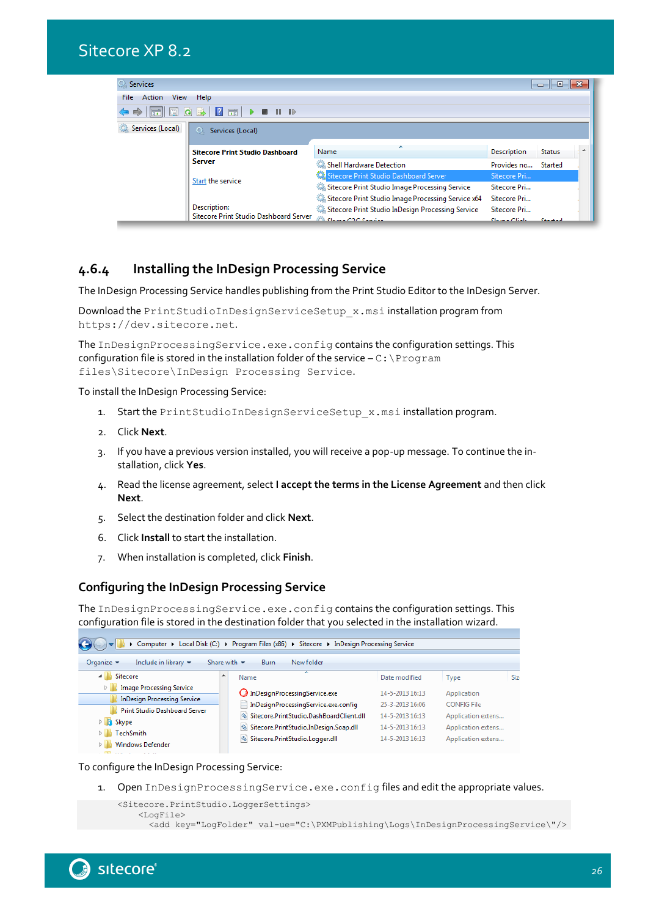### 4.6.4 Installing the InDesign Processing Service

The InDesign Processing Service handles publishing from the Print Studio Editor to the InDesign Server.

Download the `PrintStudioInDesignServiceSetup_x.msi` installation program from `https://dev.sitecore.net`.

The `InDesignProcessingService.exe.config` contains the configuration settings. This configuration file is stored in the installation folder of the service – `C:\Program files\Sitecore\InDesign Processing Service`.

To install the InDesign Processing Service:

1. Start the `PrintStudioInDesignServiceSetup_x.msi` installation program.
2. Click **Next**.
3. If you have a previous version installed, you will receive a pop-up message. To continue the installation, click **Yes**.
4. Read the license agreement, select **I accept the terms in the License Agreement** and then click **Next**.
5. Select the destination folder and click **Next**.
6. Click **Install** to start the installation.
7. When installation is completed, click **Finish**.

#### Configuring the InDesign Processing Service

The `InDesignProcessingService.exe.config` contains the configuration settings. This configuration file is stored in the destination folder that you selected in the installation wizard.

To configure the InDesign Processing Service:

1. Open `InDesignProcessingService.exe.config` files and edit the appropriate values.

```
<Sitecore.PrintStudio.LoggerSettings>
    <LogFile>
      <add key="LogFolder" val-ue="C:\PXMPublishing\Logs\InDesignProcessingService\"/>
```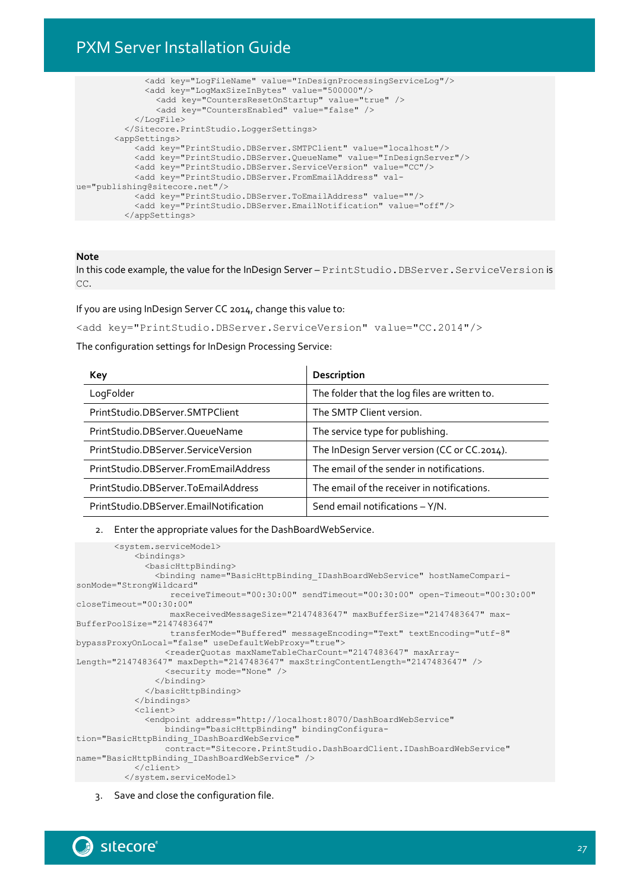```
            <add key="LogFileName" value="InDesignProcessingServiceLog"/>
            <add key="LogMaxSizeInBytes" value="500000"/>
              <add key="CountersResetOnStartup" value="true" />
              <add key="CountersEnabled" value="false" />
          </LogFile>
        </Sitecore.PrintStudio.LoggerSettings>
      <appSettings>
          <add key="PrintStudio.DBServer.SMTPClient" value="localhost"/>
          <add key="PrintStudio.DBServer.QueueName" value="InDesignServer"/>
          <add key="PrintStudio.DBServer.ServiceVersion" value="CC"/>
          <add key="PrintStudio.DBServer.FromEmailAddress" val-
ue="publishing@sitecore.net"/>
          <add key="PrintStudio.DBServer.ToEmailAddress" value=""/>
          <add key="PrintStudio.DBServer.EmailNotification" value="off"/>
        </appSettings>
```

**Note**

In this code example, the value for the InDesign Server – `PrintStudio.DBServer.ServiceVersion` is `CC`.

If you are using InDesign Server CC 2014, change this value to:

```
<add key="PrintStudio.DBServer.ServiceVersion" value="CC.2014"/>
```

The configuration settings for InDesign Processing Service:

| Key | Description |
|---|---|
| LogFolder | The folder that the log files are written to. |
| PrintStudio.DBServer.SMTPClient | The SMTP Client version. |
| PrintStudio.DBServer.QueueName | The service type for publishing. |
| PrintStudio.DBServer.ServiceVersion | The InDesign Server version (CC or CC.2014). |
| PrintStudio.DBServer.FromEmailAddress | The email of the sender in notifications. |
| PrintStudio.DBServer.ToEmailAddress | The email of the receiver in notifications. |
| PrintStudio.DBServer.EmailNotification | Send email notifications – Y/N. |

2. Enter the appropriate values for the DashBoardWebService.

```
      <system.serviceModel>
          <bindings>
            <basicHttpBinding>
              <binding name="BasicHttpBinding_IDashBoardWebService" hostNameCompari-
sonMode="StrongWildcard"
                 receiveTimeout="00:30:00" sendTimeout="00:30:00" open-Timeout="00:30:00"
closeTimeout="00:30:00"
                 maxReceivedMessageSize="2147483647" maxBufferSize="2147483647" max-
BufferPoolSize="2147483647"
                 transferMode="Buffered" messageEncoding="Text" textEncoding="utf-8"
bypassProxyOnLocal="false" useDefaultWebProxy="true">
                <readerQuotas maxNameTableCharCount="2147483647" maxArray-
Length="2147483647" maxDepth="2147483647" maxStringContentLength="2147483647" />
                <security mode="None" />
              </binding>
            </basicHttpBinding>
          </bindings>
          <client>
            <endpoint address="http://localhost:8070/DashBoardWebService"
                binding="basicHttpBinding" bindingConfigura-
tion="BasicHttpBinding_IDashBoardWebService"
                contract="Sitecore.PrintStudio.DashBoardClient.IDashBoardWebService"
name="BasicHttpBinding_IDashBoardWebService" />
          </client>
        </system.serviceModel>
```

3. Save and close the configuration file.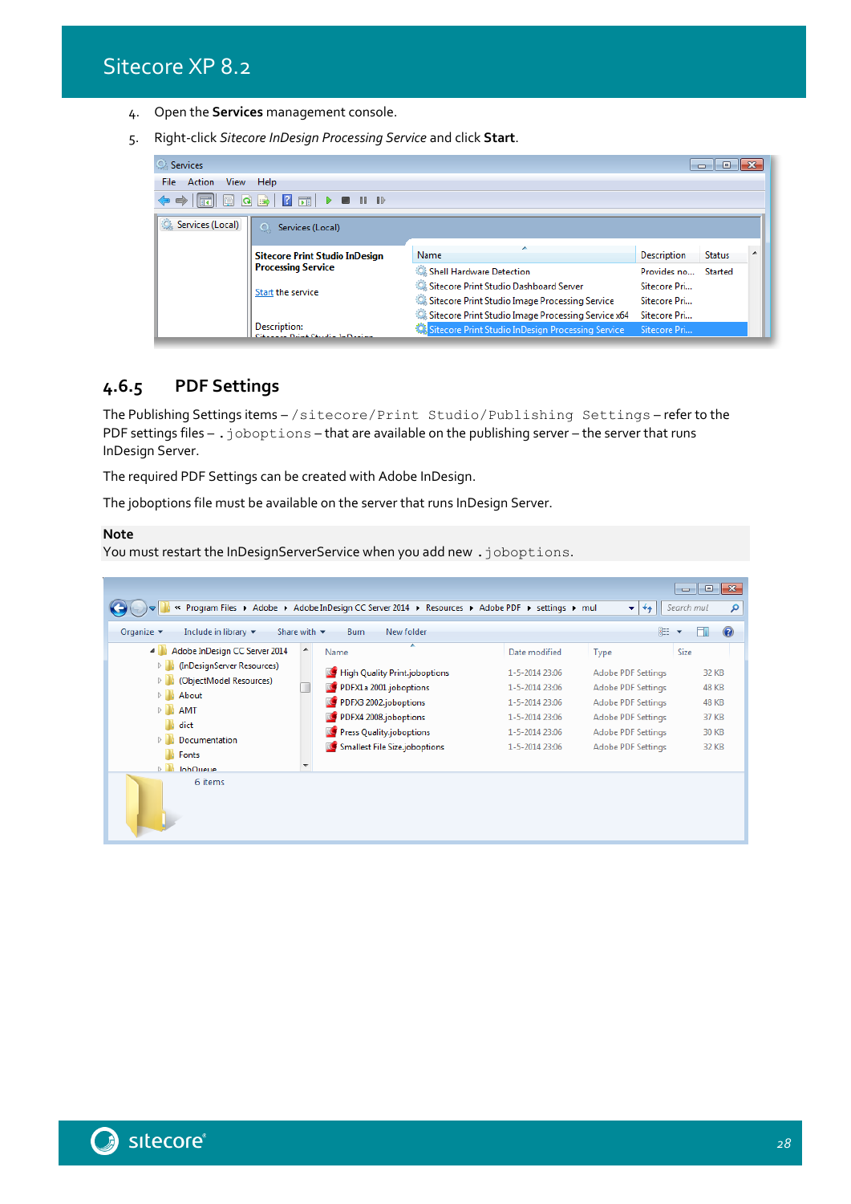4. Open the **Services** management console.
5. Right-click *Sitecore InDesign Processing Service* and click **Start**.

### 4.6.5 PDF Settings

The Publishing Settings items – `/sitecore/Print Studio/Publishing Settings` – refer to the PDF settings files – `.joboptions` – that are available on the publishing server – the server that runs InDesign Server.

The required PDF Settings can be created with Adobe InDesign.

The joboptions file must be available on the server that runs InDesign Server.

**Note**
You must restart the InDesignServerService when you add new `.joboptions`.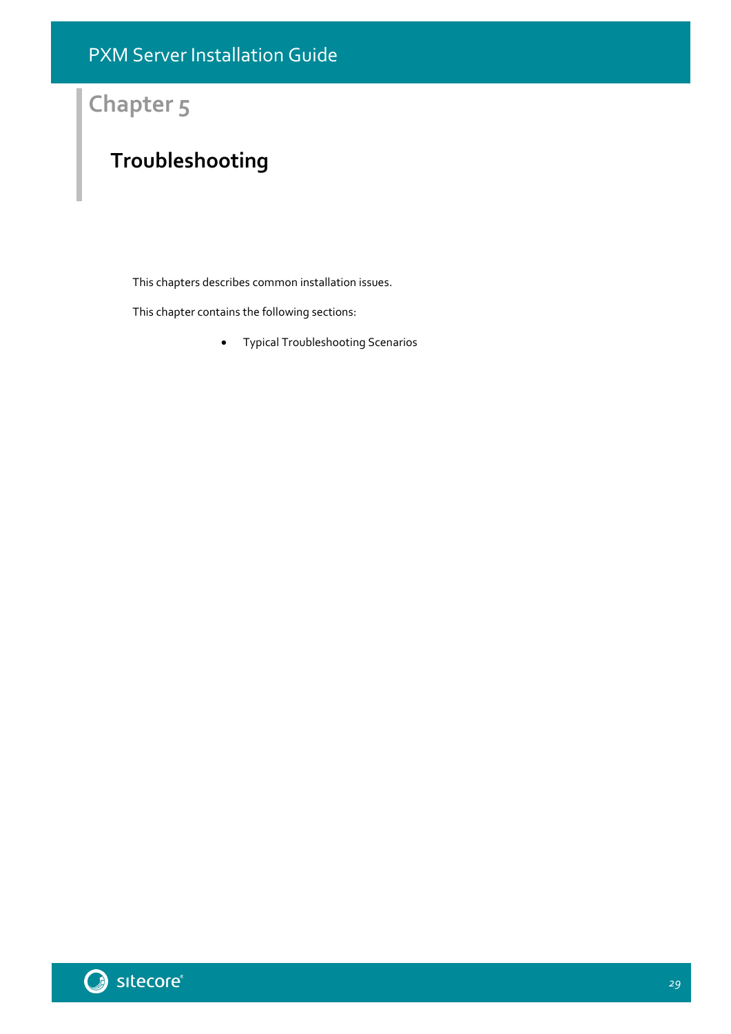# Chapter 5

## Troubleshooting

This chapters describes common installation issues.

This chapter contains the following sections:

- Typical Troubleshooting Scenarios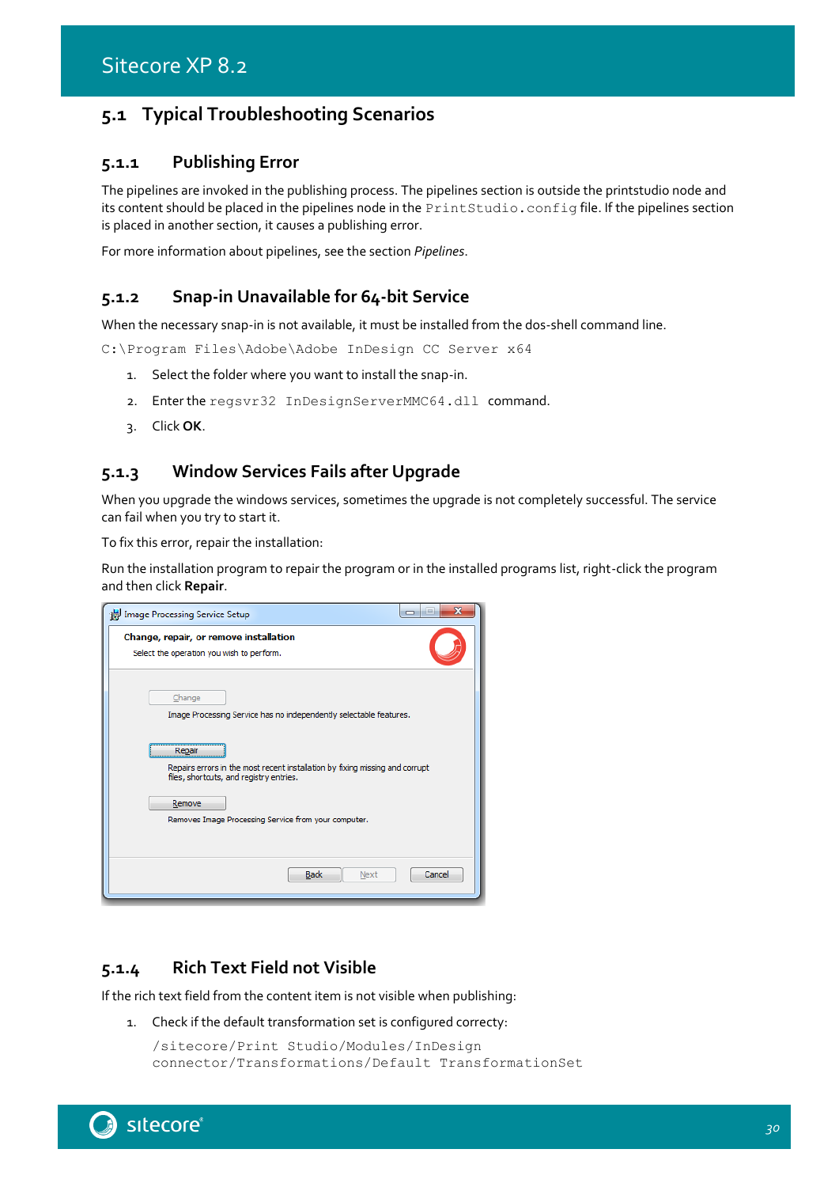## 5.1 Typical Troubleshooting Scenarios

### 5.1.1 Publishing Error

The pipelines are invoked in the publishing process. The pipelines section is outside the printstudio node and its content should be placed in the pipelines node in the `PrintStudio.config` file. If the pipelines section is placed in another section, it causes a publishing error.

For more information about pipelines, see the section *Pipelines*.

### 5.1.2 Snap-in Unavailable for 64-bit Service

When the necessary snap-in is not available, it must be installed from the dos-shell command line.

```
C:\Program Files\Adobe\Adobe InDesign CC Server x64
```

1. Select the folder where you want to install the snap-in.
2. Enter the `regsvr32 InDesignServerMMC64.dll` command.
3. Click **OK**.

### 5.1.3 Window Services Fails after Upgrade

When you upgrade the windows services, sometimes the upgrade is not completely successful. The service can fail when you try to start it.

To fix this error, repair the installation:

Run the installation program to repair the program or in the installed programs list, right-click the program and then click **Repair**.

### 5.1.4 Rich Text Field not Visible

If the rich text field from the content item is not visible when publishing:

1. Check if the default transformation set is configured correcty:

   ```
   /sitecore/Print Studio/Modules/InDesign
   connector/Transformations/Default TransformationSet
   ```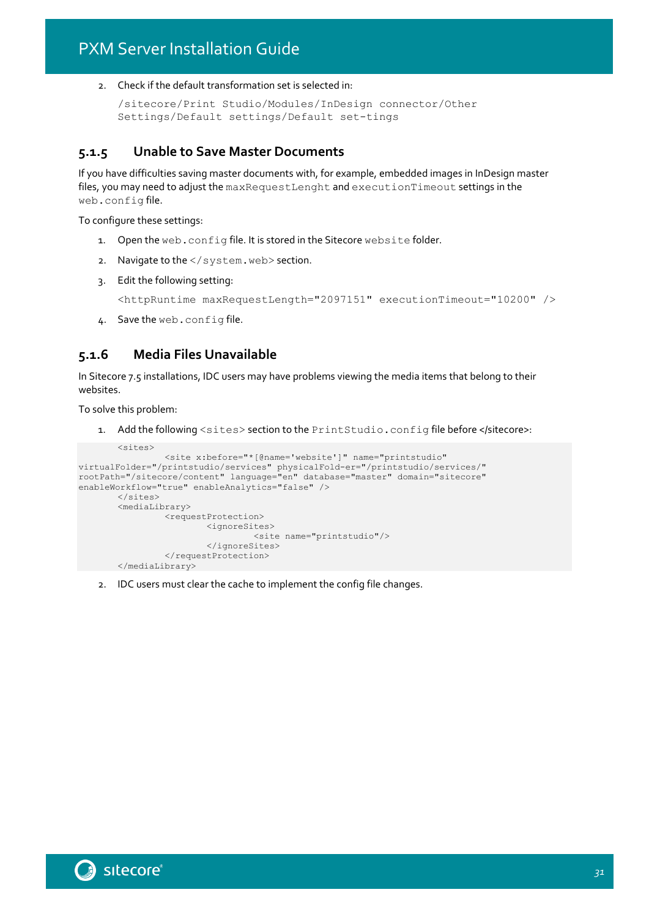2. Check if the default transformation set is selected in:

   /sitecore/Print Studio/Modules/InDesign connector/Other Settings/Default settings/Default set-tings

### 5.1.5 Unable to Save Master Documents

If you have difficulties saving master documents with, for example, embedded images in InDesign master files, you may need to adjust the `maxRequestLenght` and `executionTimeout` settings in the `web.config` file.

To configure these settings:

1. Open the `web.config` file. It is stored in the Sitecore `website` folder.
2. Navigate to the `</system.web>` section.
3. Edit the following setting:

   `<httpRuntime maxRequestLength="2097151" executionTimeout="10200" />`

4. Save the `web.config` file.

### 5.1.6 Media Files Unavailable

In Sitecore 7.5 installations, IDC users may have problems viewing the media items that belong to their websites.

To solve this problem:

1. Add the following `<sites>` section to the `PrintStudio.config` file before </sitecore>:

```
<sites>
        <site x:before="*[@name='website']" name="printstudio"
virtualFolder="/printstudio/services" physicalFold-er="/printstudio/services/"
rootPath="/sitecore/content" language="en" database="master" domain="sitecore"
enableWorkflow="true" enableAnalytics="false" />
</sites>
<mediaLibrary>
        <requestProtection>
                <ignoreSites>
                        <site name="printstudio"/>
                </ignoreSites>
        </requestProtection>
</mediaLibrary>
```

2. IDC users must clear the cache to implement the config file changes.